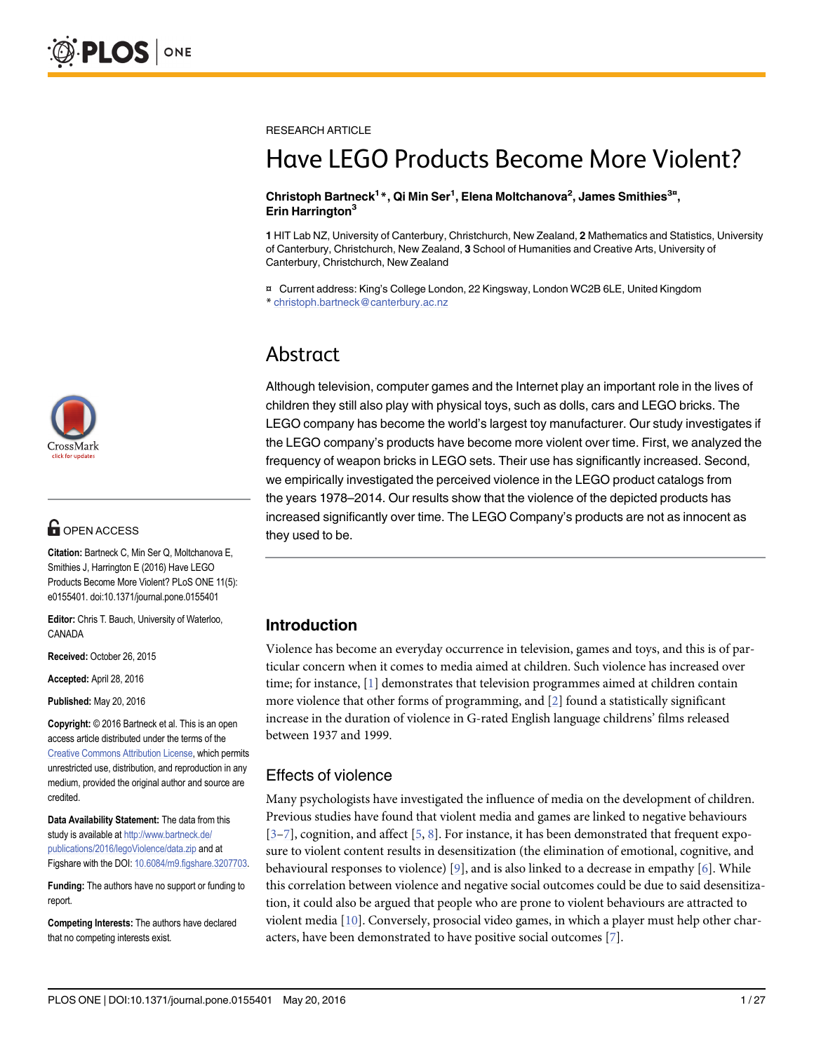RESEARCH ARTICLE

# Have LEGO Products Become More Violent?

**Christoph Bartneck[1]*, Qi Min Ser[1], Elena Moltchanova[2], James Smithies[3¤], Erin Harrington[3]**

**1** HIT Lab NZ, University of Canterbury, Christchurch, New Zealand, **2** Mathematics and Statistics, University of Canterbury, Christchurch, New Zealand, **3** School of Humanities and Creative Arts, University of Canterbury, Christchurch, New Zealand

¤ Current address: King's College London, 22 Kingsway, London WC2B 6LE, United Kingdom
* christoph.bartneck@canterbury.ac.nz

OPEN ACCESS

**Citation:** Bartneck C, Min Ser Q, Moltchanova E, Smithies J, Harrington E (2016) Have LEGO Products Become More Violent? PLoS ONE 11(5): e0155401. doi:10.1371/journal.pone.0155401

**Editor:** Chris T. Bauch, University of Waterloo, CANADA

**Received:** October 26, 2015

**Accepted:** April 28, 2016

**Published:** May 20, 2016

**Copyright:** © 2016 Bartneck et al. This is an open access article distributed under the terms of the Creative Commons Attribution License, which permits unrestricted use, distribution, and reproduction in any medium, provided the original author and source are credited.

**Data Availability Statement:** The data from this study is available at http://www.bartneck.de/publications/2016/legoViolence/data.zip and at Figshare with the DOI: 10.6084/m9.figshare.3207703.

**Funding:** The authors have no support or funding to report.

**Competing Interests:** The authors have declared that no competing interests exist.

## Abstract

Although television, computer games and the Internet play an important role in the lives of children they still also play with physical toys, such as dolls, cars and LEGO bricks. The LEGO company has become the world's largest toy manufacturer. Our study investigates if the LEGO company's products have become more violent over time. First, we analyzed the frequency of weapon bricks in LEGO sets. Their use has significantly increased. Second, we empirically investigated the perceived violence in the LEGO product catalogs from the years 1978–2014. Our results show that the violence of the depicted products has increased significantly over time. The LEGO Company's products are not as innocent as they used to be.

## Introduction

Violence has become an everyday occurrence in television, games and toys, and this is of particular concern when it comes to media aimed at children. Such violence has increased over time; for instance, [1] demonstrates that television programmes aimed at children contain more violence that other forms of programming, and [2] found a statistically significant increase in the duration of violence in G-rated English language childrens' films released between 1937 and 1999.

### Effects of violence

Many psychologists have investigated the influence of media on the development of children. Previous studies have found that violent media and games are linked to negative behaviours [3–7], cognition, and affect [5, 8]. For instance, it has been demonstrated that frequent exposure to violent content results in desensitization (the elimination of emotional, cognitive, and behavioural responses to violence) [9], and is also linked to a decrease in empathy [6]. While this correlation between violence and negative social outcomes could be due to said desensitization, it could also be argued that people who are prone to violent behaviours are attracted to violent media [10]. Conversely, prosocial video games, in which a player must help other characters, have been demonstrated to have positive social outcomes [7].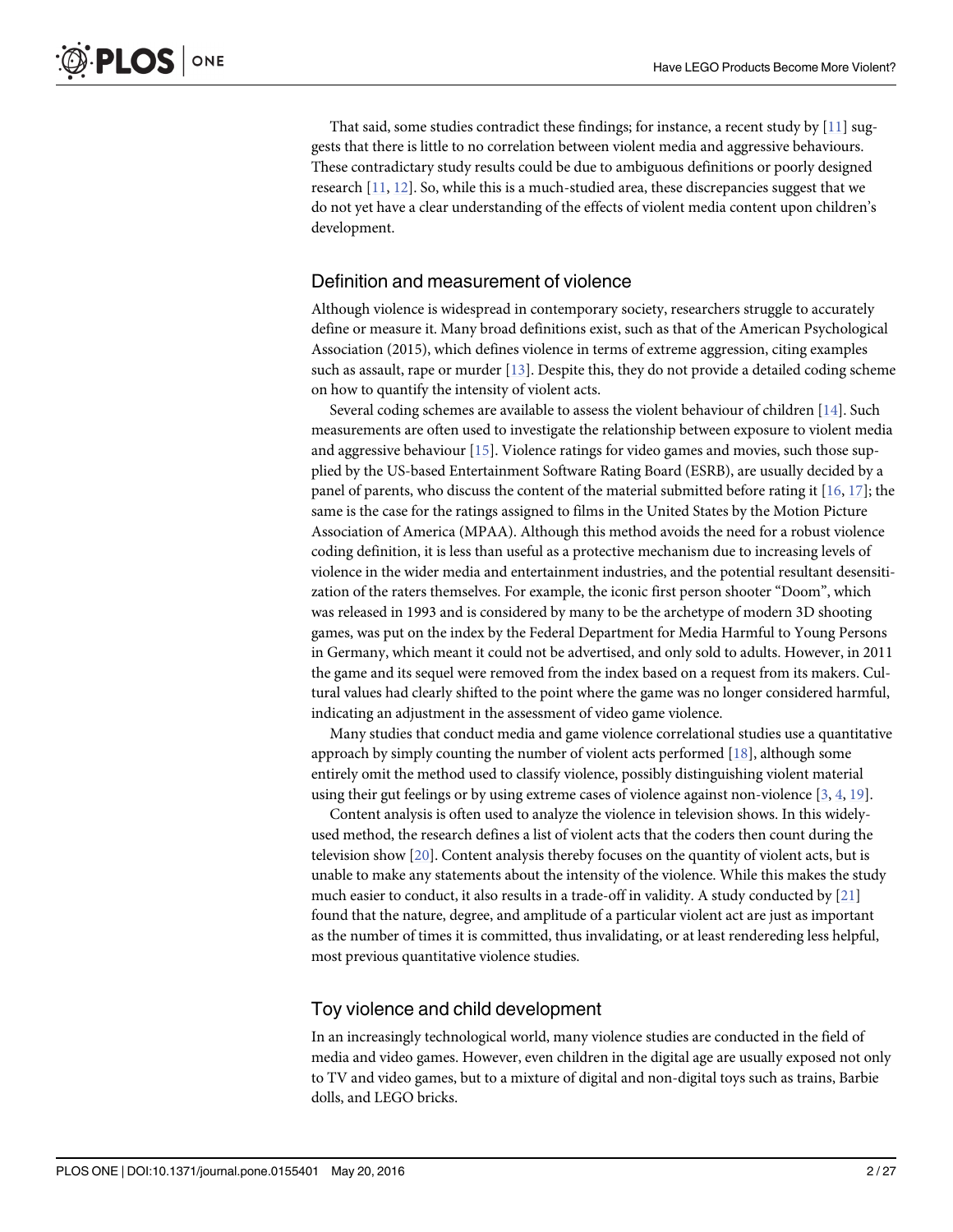That said, some studies contradict these findings; for instance, a recent study by [11] suggests that there is little to no correlation between violent media and aggressive behaviours. These contradictary study results could be due to ambiguous definitions or poorly designed research [11, 12]. So, while this is a much-studied area, these discrepancies suggest that we do not yet have a clear understanding of the effects of violent media content upon children's development.

## Definition and measurement of violence

Although violence is widespread in contemporary society, researchers struggle to accurately define or measure it. Many broad definitions exist, such as that of the American Psychological Association (2015), which defines violence in terms of extreme aggression, citing examples such as assault, rape or murder [13]. Despite this, they do not provide a detailed coding scheme on how to quantify the intensity of violent acts.

Several coding schemes are available to assess the violent behaviour of children [14]. Such measurements are often used to investigate the relationship between exposure to violent media and aggressive behaviour [15]. Violence ratings for video games and movies, such those supplied by the US-based Entertainment Software Rating Board (ESRB), are usually decided by a panel of parents, who discuss the content of the material submitted before rating it [16, 17]; the same is the case for the ratings assigned to films in the United States by the Motion Picture Association of America (MPAA). Although this method avoids the need for a robust violence coding definition, it is less than useful as a protective mechanism due to increasing levels of violence in the wider media and entertainment industries, and the potential resultant desensitization of the raters themselves. For example, the iconic first person shooter "Doom", which was released in 1993 and is considered by many to be the archetype of modern 3D shooting games, was put on the index by the Federal Department for Media Harmful to Young Persons in Germany, which meant it could not be advertised, and only sold to adults. However, in 2011 the game and its sequel were removed from the index based on a request from its makers. Cultural values had clearly shifted to the point where the game was no longer considered harmful, indicating an adjustment in the assessment of video game violence.

Many studies that conduct media and game violence correlational studies use a quantitative approach by simply counting the number of violent acts performed [18], although some entirely omit the method used to classify violence, possibly distinguishing violent material using their gut feelings or by using extreme cases of violence against non-violence [3, 4, 19].

Content analysis is often used to analyze the violence in television shows. In this widely-used method, the research defines a list of violent acts that the coders then count during the television show [20]. Content analysis thereby focuses on the quantity of violent acts, but is unable to make any statements about the intensity of the violence. While this makes the study much easier to conduct, it also results in a trade-off in validity. A study conducted by [21] found that the nature, degree, and amplitude of a particular violent act are just as important as the number of times it is committed, thus invalidating, or at least rendereding less helpful, most previous quantitative violence studies.

## Toy violence and child development

In an increasingly technological world, many violence studies are conducted in the field of media and video games. However, even children in the digital age are usually exposed not only to TV and video games, but to a mixture of digital and non-digital toys such as trains, Barbie dolls, and LEGO bricks.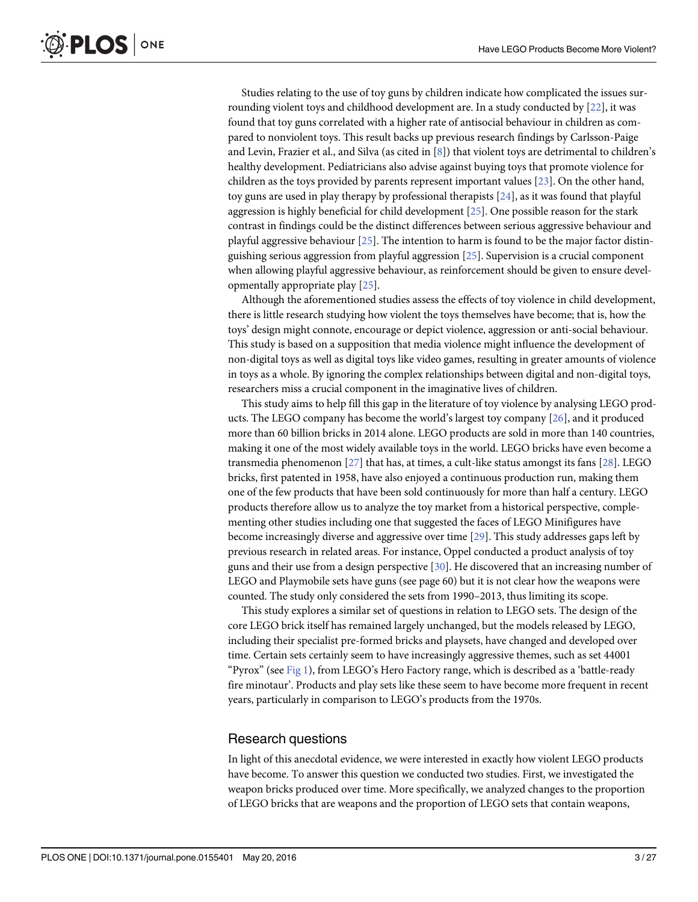Studies relating to the use of toy guns by children indicate how complicated the issues surrounding violent toys and childhood development are. In a study conducted by [22], it was found that toy guns correlated with a higher rate of antisocial behaviour in children as compared to nonviolent toys. This result backs up previous research findings by Carlsson-Paige and Levin, Frazier et al., and Silva (as cited in [8]) that violent toys are detrimental to children's healthy development. Pediatricians also advise against buying toys that promote violence for children as the toys provided by parents represent important values [23]. On the other hand, toy guns are used in play therapy by professional therapists [24], as it was found that playful aggression is highly beneficial for child development [25]. One possible reason for the stark contrast in findings could be the distinct differences between serious aggressive behaviour and playful aggressive behaviour [25]. The intention to harm is found to be the major factor distinguishing serious aggression from playful aggression [25]. Supervision is a crucial component when allowing playful aggressive behaviour, as reinforcement should be given to ensure developmentally appropriate play [25].

Although the aforementioned studies assess the effects of toy violence in child development, there is little research studying how violent the toys themselves have become; that is, how the toys' design might connote, encourage or depict violence, aggression or anti-social behaviour. This study is based on a supposition that media violence might influence the development of non-digital toys as well as digital toys like video games, resulting in greater amounts of violence in toys as a whole. By ignoring the complex relationships between digital and non-digital toys, researchers miss a crucial component in the imaginative lives of children.

This study aims to help fill this gap in the literature of toy violence by analysing LEGO products. The LEGO company has become the world's largest toy company [26], and it produced more than 60 billion bricks in 2014 alone. LEGO products are sold in more than 140 countries, making it one of the most widely available toys in the world. LEGO bricks have even become a transmedia phenomenon [27] that has, at times, a cult-like status amongst its fans [28]. LEGO bricks, first patented in 1958, have also enjoyed a continuous production run, making them one of the few products that have been sold continuously for more than half a century. LEGO products therefore allow us to analyze the toy market from a historical perspective, complementing other studies including one that suggested the faces of LEGO Minifigures have become increasingly diverse and aggressive over time [29]. This study addresses gaps left by previous research in related areas. For instance, Oppel conducted a product analysis of toy guns and their use from a design perspective [30]. He discovered that an increasing number of LEGO and Playmobile sets have guns (see page 60) but it is not clear how the weapons were counted. The study only considered the sets from 1990–2013, thus limiting its scope.

This study explores a similar set of questions in relation to LEGO sets. The design of the core LEGO brick itself has remained largely unchanged, but the models released by LEGO, including their specialist pre-formed bricks and playsets, have changed and developed over time. Certain sets certainly seem to have increasingly aggressive themes, such as set 44001 "Pyrox" (see Fig 1), from LEGO's Hero Factory range, which is described as a 'battle-ready fire minotaur'. Products and play sets like these seem to have become more frequent in recent years, particularly in comparison to LEGO's products from the 1970s.

## Research questions

In light of this anecdotal evidence, we were interested in exactly how violent LEGO products have become. To answer this question we conducted two studies. First, we investigated the weapon bricks produced over time. More specifically, we analyzed changes to the proportion of LEGO bricks that are weapons and the proportion of LEGO sets that contain weapons,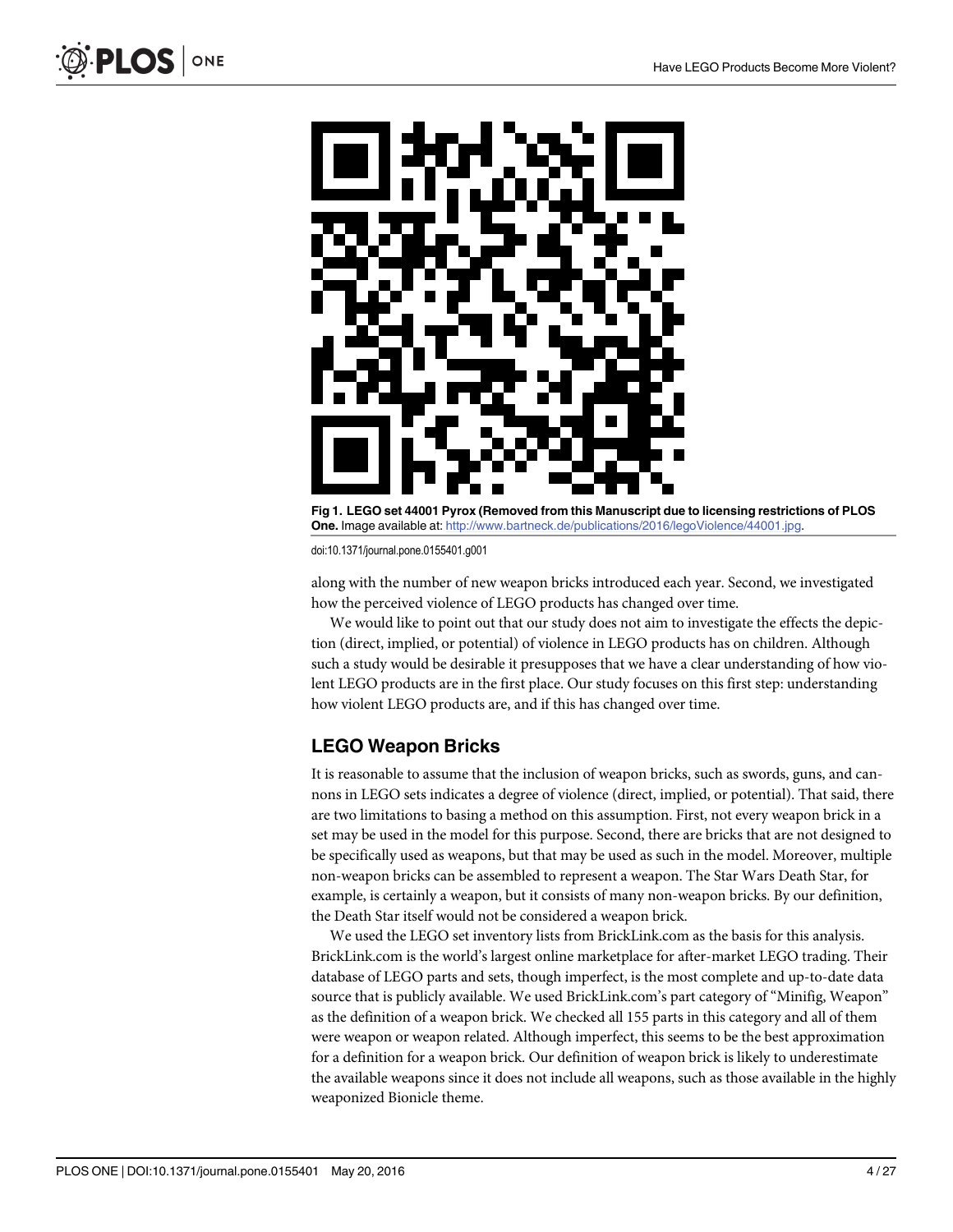**Fig 1. LEGO set 44001 Pyrox (Removed from this Manuscript due to licensing restrictions of PLOS One.** Image available at: http://www.bartneck.de/publications/2016/legoViolence/44001.jpg.

doi:10.1371/journal.pone.0155401.g001

along with the number of new weapon bricks introduced each year. Second, we investigated how the perceived violence of LEGO products has changed over time.

We would like to point out that our study does not aim to investigate the effects the depiction (direct, implied, or potential) of violence in LEGO products has on children. Although such a study would be desirable it presupposes that we have a clear understanding of how violent LEGO products are in the first place. Our study focuses on this first step: understanding how violent LEGO products are, and if this has changed over time.

## LEGO Weapon Bricks

It is reasonable to assume that the inclusion of weapon bricks, such as swords, guns, and cannons in LEGO sets indicates a degree of violence (direct, implied, or potential). That said, there are two limitations to basing a method on this assumption. First, not every weapon brick in a set may be used in the model for this purpose. Second, there are bricks that are not designed to be specifically used as weapons, but that may be used as such in the model. Moreover, multiple non-weapon bricks can be assembled to represent a weapon. The Star Wars Death Star, for example, is certainly a weapon, but it consists of many non-weapon bricks. By our definition, the Death Star itself would not be considered a weapon brick.

We used the LEGO set inventory lists from BrickLink.com as the basis for this analysis. BrickLink.com is the world's largest online marketplace for after-market LEGO trading. Their database of LEGO parts and sets, though imperfect, is the most complete and up-to-date data source that is publicly available. We used BrickLink.com's part category of "Minifig, Weapon" as the definition of a weapon brick. We checked all 155 parts in this category and all of them were weapon or weapon related. Although imperfect, this seems to be the best approximation for a definition for a weapon brick. Our definition of weapon brick is likely to underestimate the available weapons since it does not include all weapons, such as those available in the highly weaponized Bionicle theme.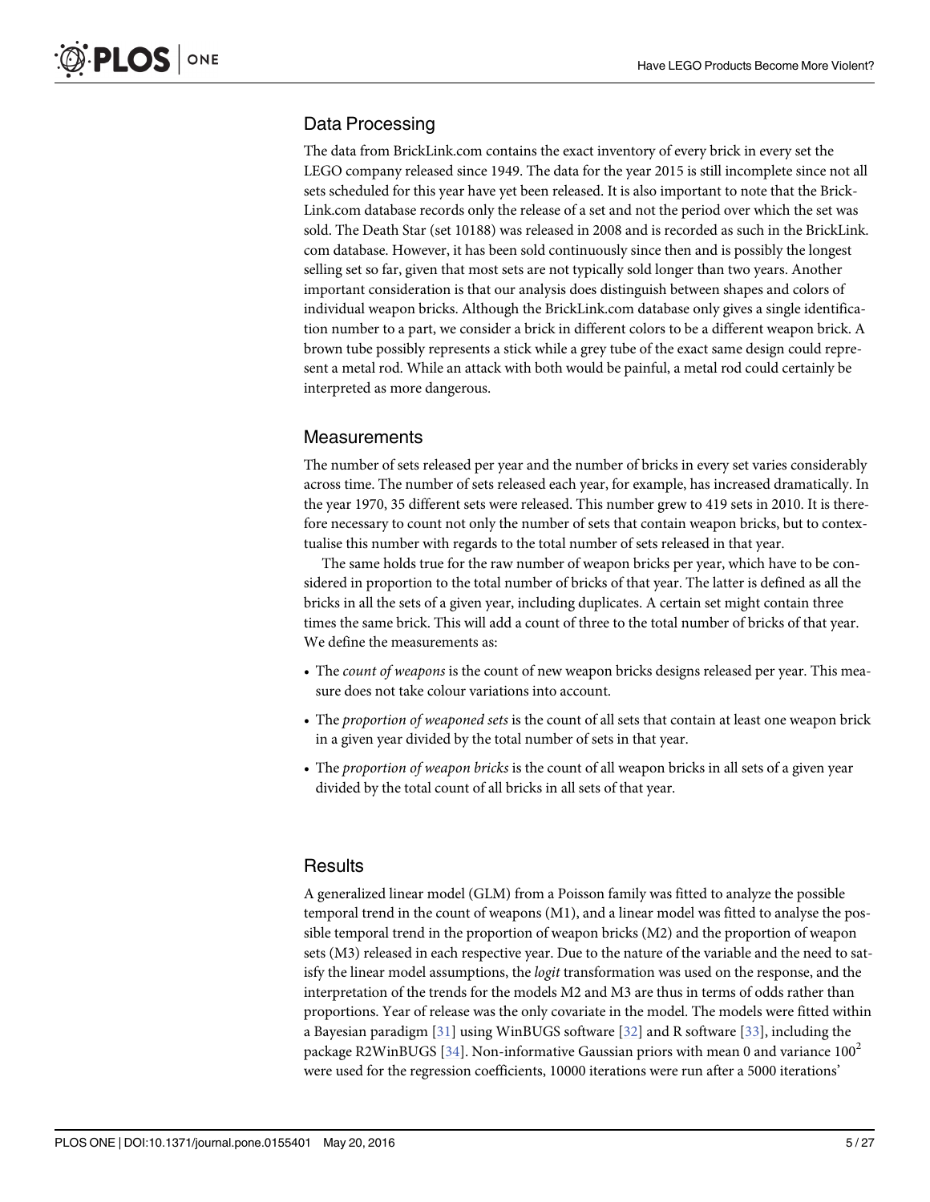## Data Processing

The data from BrickLink.com contains the exact inventory of every brick in every set the LEGO company released since 1949. The data for the year 2015 is still incomplete since not all sets scheduled for this year have yet been released. It is also important to note that the BrickLink.com database records only the release of a set and not the period over which the set was sold. The Death Star (set 10188) was released in 2008 and is recorded as such in the BrickLink.com database. However, it has been sold continuously since then and is possibly the longest selling set so far, given that most sets are not typically sold longer than two years. Another important consideration is that our analysis does distinguish between shapes and colors of individual weapon bricks. Although the BrickLink.com database only gives a single identification number to a part, we consider a brick in different colors to be a different weapon brick. A brown tube possibly represents a stick while a grey tube of the exact same design could represent a metal rod. While an attack with both would be painful, a metal rod could certainly be interpreted as more dangerous.

## Measurements

The number of sets released per year and the number of bricks in every set varies considerably across time. The number of sets released each year, for example, has increased dramatically. In the year 1970, 35 different sets were released. This number grew to 419 sets in 2010. It is therefore necessary to count not only the number of sets that contain weapon bricks, but to contextualise this number with regards to the total number of sets released in that year.

The same holds true for the raw number of weapon bricks per year, which have to be considered in proportion to the total number of bricks of that year. The latter is defined as all the bricks in all the sets of a given year, including duplicates. A certain set might contain three times the same brick. This will add a count of three to the total number of bricks of that year. We define the measurements as:

- The *count of weapons* is the count of new weapon bricks designs released per year. This measure does not take colour variations into account.
- The *proportion of weaponed sets* is the count of all sets that contain at least one weapon brick in a given year divided by the total number of sets in that year.
- The *proportion of weapon bricks* is the count of all weapon bricks in all sets of a given year divided by the total count of all bricks in all sets of that year.

## Results

A generalized linear model (GLM) from a Poisson family was fitted to analyze the possible temporal trend in the count of weapons (M1), and a linear model was fitted to analyse the possible temporal trend in the proportion of weapon bricks (M2) and the proportion of weapon sets (M3) released in each respective year. Due to the nature of the variable and the need to satisfy the linear model assumptions, the *logit* transformation was used on the response, and the interpretation of the trends for the models M2 and M3 are thus in terms of odds rather than proportions. Year of release was the only covariate in the model. The models were fitted within a Bayesian paradigm [31] using WinBUGS software [32] and R software [33], including the package R2WinBUGS [34]. Non-informative Gaussian priors with mean 0 and variance $100^2$ were used for the regression coefficients, 10000 iterations were run after a 5000 iterations'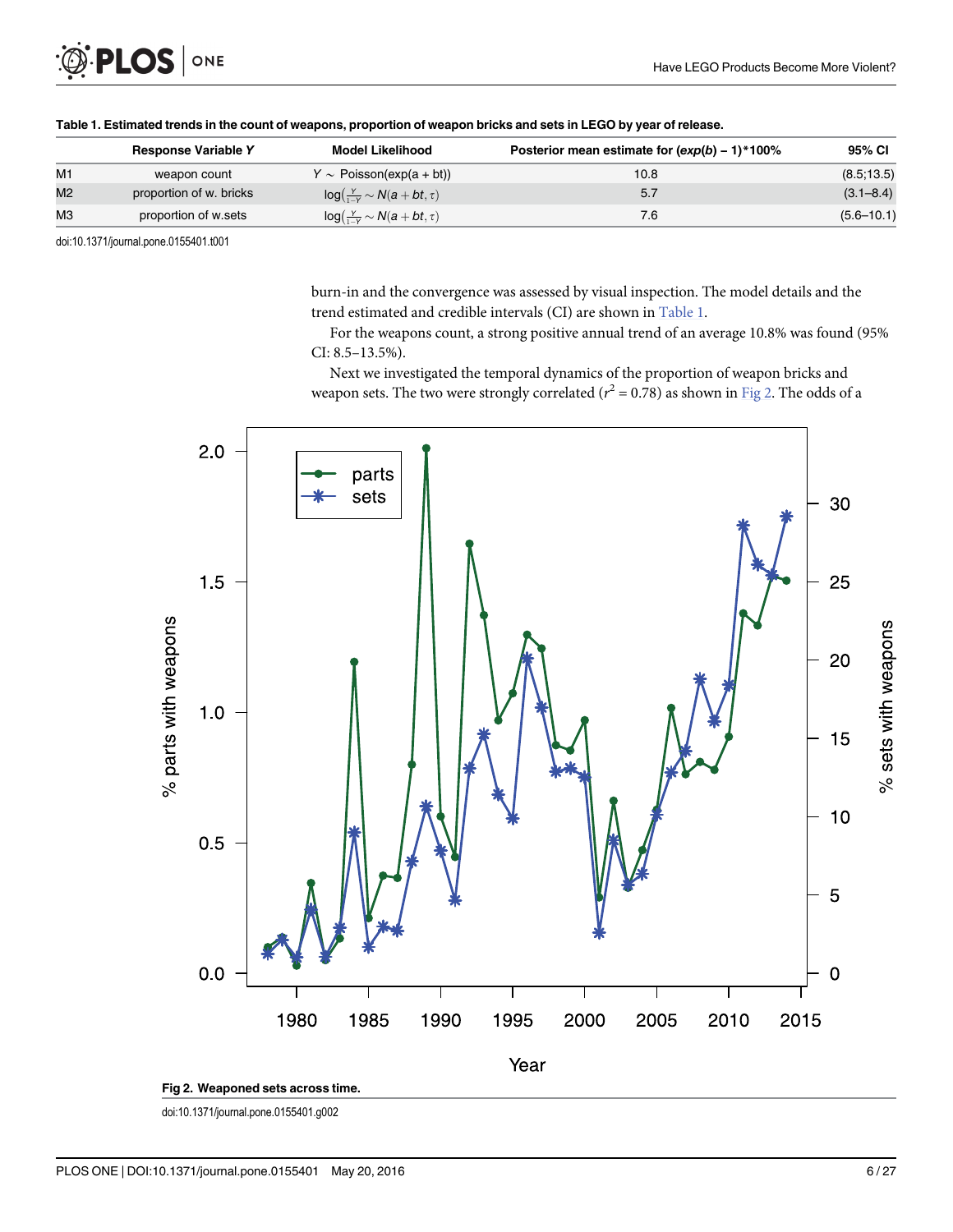**Table 1. Estimated trends in the count of weapons, proportion of weapon bricks and sets in LEGO by year of release.**

| | Response Variable *Y* | Model Likelihood | Posterior mean estimate for $(exp(b) - 1)*100\%$ | 95% CI |
|---|---|---|---|---|
| M1 | weapon count | $Y \sim \text{Poisson}(\exp(a + bt))$ | 10.8 | (8.5;13.5) |
| M2 | proportion of w. bricks | $\log(\frac{Y}{1-Y} \sim N(a + bt, \tau)$ | 5.7 | (3.1–8.4) |
| M3 | proportion of w.sets | $\log(\frac{Y}{1-Y} \sim N(a + bt, \tau)$ | 7.6 | (5.6–10.1) |

doi:10.1371/journal.pone.0155401.t001

burn-in and the convergence was assessed by visual inspection. The model details and the trend estimated and credible intervals (CI) are shown in Table 1.

For the weapons count, a strong positive annual trend of an average 10.8% was found (95% CI: 8.5–13.5%).

Next we investigated the temporal dynamics of the proportion of weapon bricks and weapon sets. The two were strongly correlated ($r^2 = 0.78$) as shown in Fig 2. The odds of a

**Fig 2. Weaponed sets across time.**

doi:10.1371/journal.pone.0155401.g002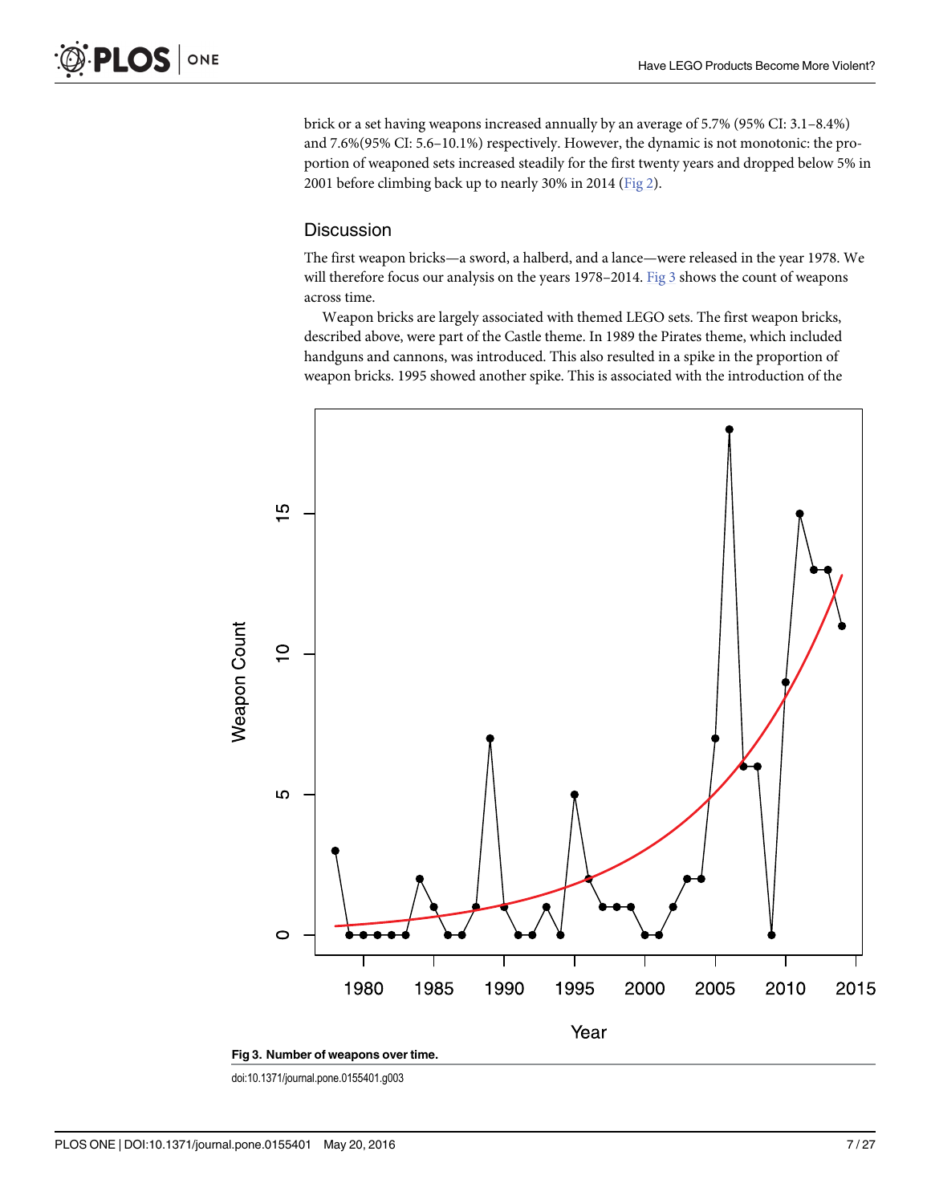brick or a set having weapons increased annually by an average of 5.7% (95% CI: 3.1–8.4%) and 7.6%(95% CI: 5.6–10.1%) respectively. However, the dynamic is not monotonic: the proportion of weaponed sets increased steadily for the first twenty years and dropped below 5% in 2001 before climbing back up to nearly 30% in 2014 (Fig 2).

## Discussion

The first weapon bricks—a sword, a halberd, and a lance—were released in the year 1978. We will therefore focus our analysis on the years 1978–2014. Fig 3 shows the count of weapons across time.

Weapon bricks are largely associated with themed LEGO sets. The first weapon bricks, described above, were part of the Castle theme. In 1989 the Pirates theme, which included handguns and cannons, was introduced. This also resulted in a spike in the proportion of weapon bricks. 1995 showed another spike. This is associated with the introduction of the

**Fig 3. Number of weapons over time.**

doi:10.1371/journal.pone.0155401.g003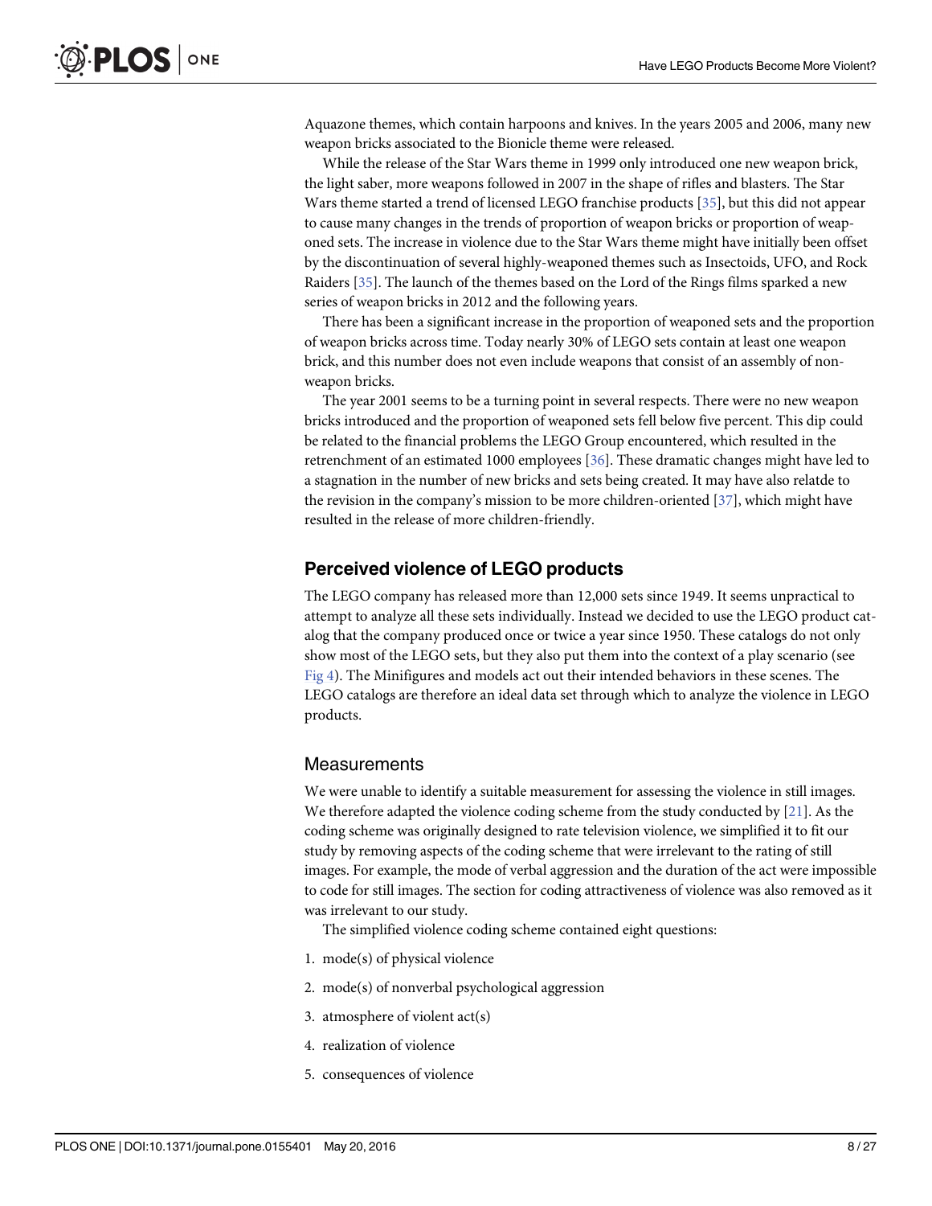Aquazone themes, which contain harpoons and knives. In the years 2005 and 2006, many new weapon bricks associated to the Bionicle theme were released.

While the release of the Star Wars theme in 1999 only introduced one new weapon brick, the light saber, more weapons followed in 2007 in the shape of rifles and blasters. The Star Wars theme started a trend of licensed LEGO franchise products [35], but this did not appear to cause many changes in the trends of proportion of weapon bricks or proportion of weaponed sets. The increase in violence due to the Star Wars theme might have initially been offset by the discontinuation of several highly-weaponed themes such as Insectoids, UFO, and Rock Raiders [35]. The launch of the themes based on the Lord of the Rings films sparked a new series of weapon bricks in 2012 and the following years.

There has been a significant increase in the proportion of weaponed sets and the proportion of weapon bricks across time. Today nearly 30% of LEGO sets contain at least one weapon brick, and this number does not even include weapons that consist of an assembly of non-weapon bricks.

The year 2001 seems to be a turning point in several respects. There were no new weapon bricks introduced and the proportion of weaponed sets fell below five percent. This dip could be related to the financial problems the LEGO Group encountered, which resulted in the retrenchment of an estimated 1000 employees [36]. These dramatic changes might have led to a stagnation in the number of new bricks and sets being created. It may have also relatde to the revision in the company's mission to be more children-oriented [37], which might have resulted in the release of more children-friendly.

## Perceived violence of LEGO products

The LEGO company has released more than 12,000 sets since 1949. It seems unpractical to attempt to analyze all these sets individually. Instead we decided to use the LEGO product catalog that the company produced once or twice a year since 1950. These catalogs do not only show most of the LEGO sets, but they also put them into the context of a play scenario (see Fig 4). The Minifigures and models act out their intended behaviors in these scenes. The LEGO catalogs are therefore an ideal data set through which to analyze the violence in LEGO products.

### Measurements

We were unable to identify a suitable measurement for assessing the violence in still images. We therefore adapted the violence coding scheme from the study conducted by [21]. As the coding scheme was originally designed to rate television violence, we simplified it to fit our study by removing aspects of the coding scheme that were irrelevant to the rating of still images. For example, the mode of verbal aggression and the duration of the act were impossible to code for still images. The section for coding attractiveness of violence was also removed as it was irrelevant to our study.

The simplified violence coding scheme contained eight questions:

1. mode(s) of physical violence
2. mode(s) of nonverbal psychological aggression
3. atmosphere of violent act(s)
4. realization of violence
5. consequences of violence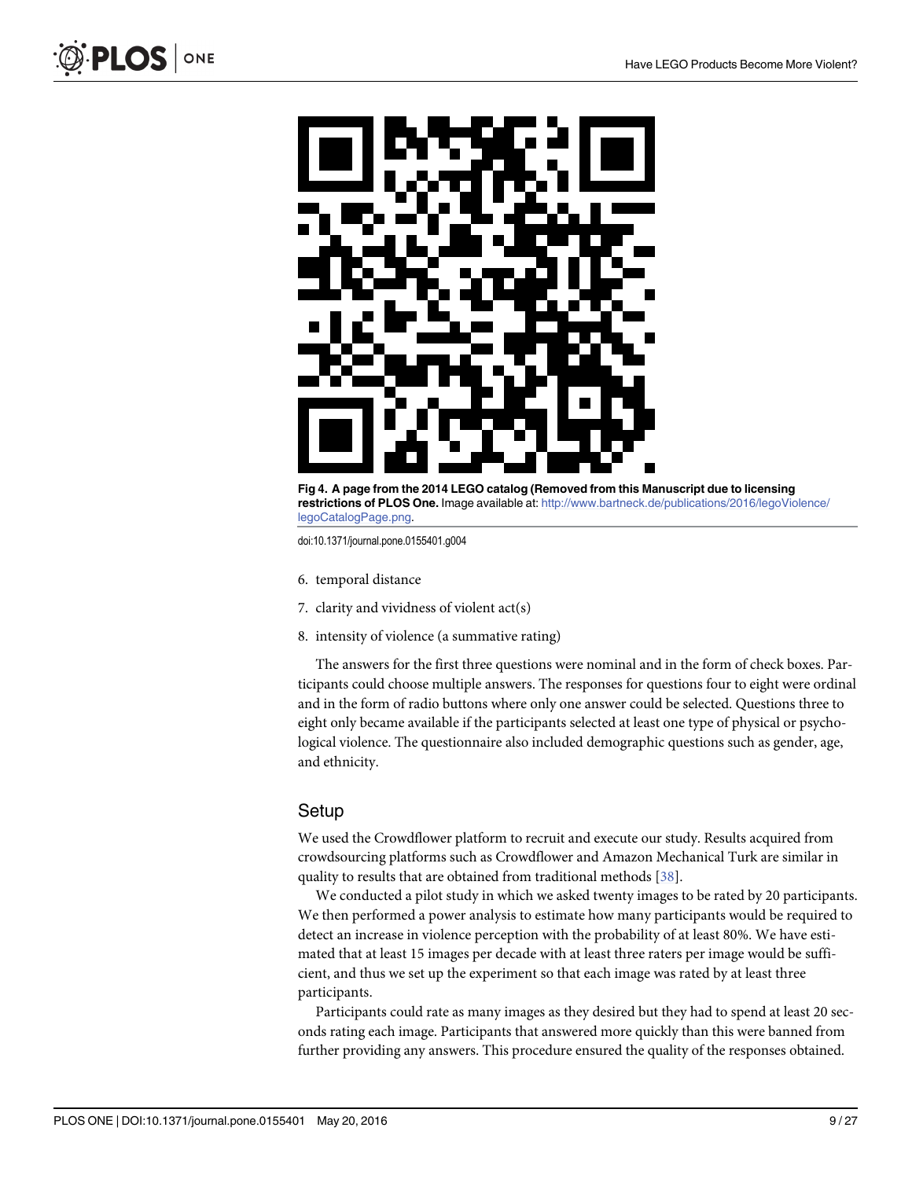**Fig 4. A page from the 2014 LEGO catalog (Removed from this Manuscript due to licensing restrictions of PLOS One.** Image available at: http://www.bartneck.de/publications/2016/legoViolence/legoCatalogPage.png.

doi:10.1371/journal.pone.0155401.g004

6. temporal distance
7. clarity and vividness of violent act(s)
8. intensity of violence (a summative rating)

The answers for the first three questions were nominal and in the form of check boxes. Participants could choose multiple answers. The responses for questions four to eight were ordinal and in the form of radio buttons where only one answer could be selected. Questions three to eight only became available if the participants selected at least one type of physical or psychological violence. The questionnaire also included demographic questions such as gender, age, and ethnicity.

## Setup

We used the Crowdflower platform to recruit and execute our study. Results acquired from crowdsourcing platforms such as Crowdflower and Amazon Mechanical Turk are similar in quality to results that are obtained from traditional methods [38].

We conducted a pilot study in which we asked twenty images to be rated by 20 participants. We then performed a power analysis to estimate how many participants would be required to detect an increase in violence perception with the probability of at least 80%. We have estimated that at least 15 images per decade with at least three raters per image would be sufficient, and thus we set up the experiment so that each image was rated by at least three participants.

Participants could rate as many images as they desired but they had to spend at least 20 seconds rating each image. Participants that answered more quickly than this were banned from further providing any answers. This procedure ensured the quality of the responses obtained.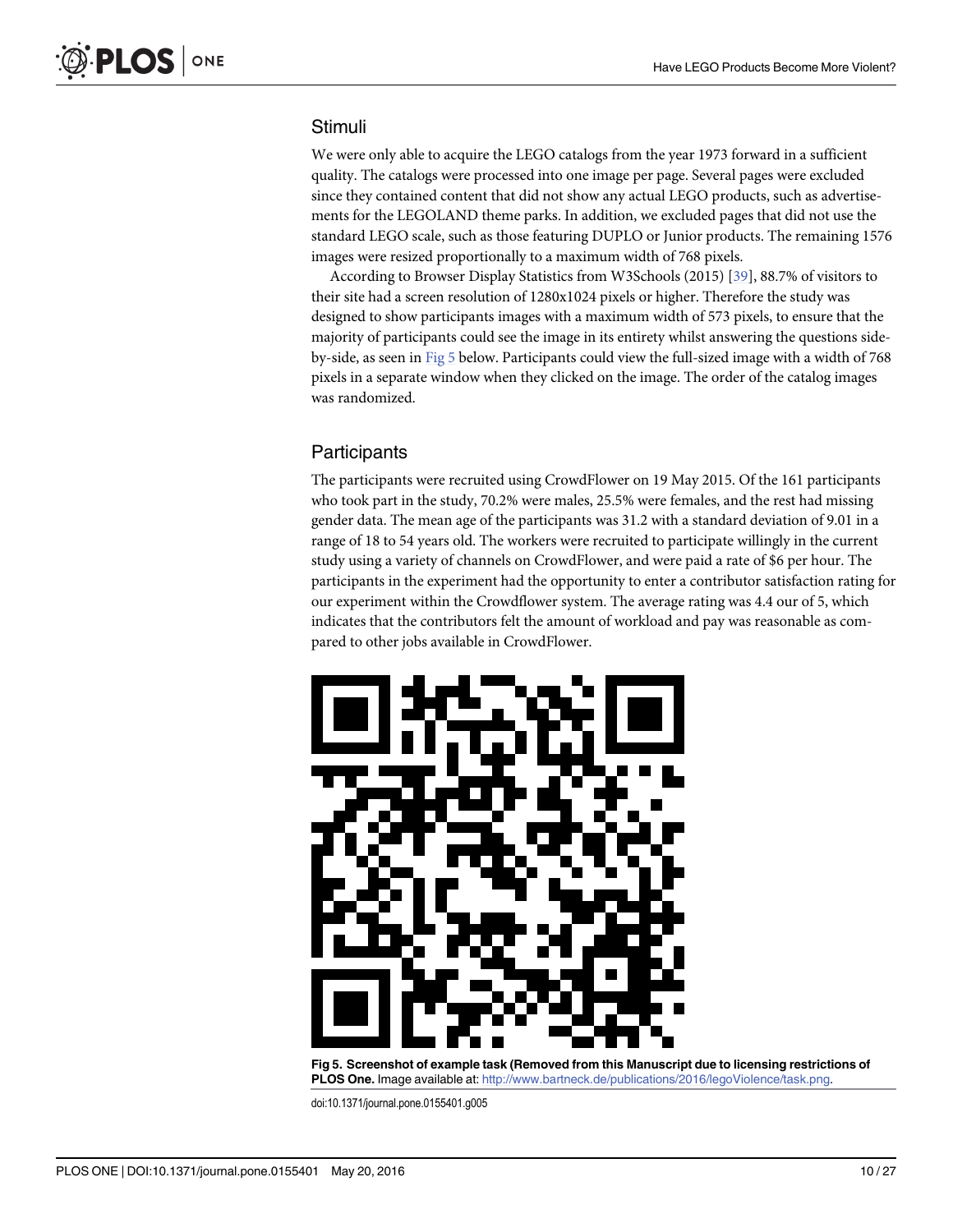## Stimuli

We were only able to acquire the LEGO catalogs from the year 1973 forward in a sufficient quality. The catalogs were processed into one image per page. Several pages were excluded since they contained content that did not show any actual LEGO products, such as advertisements for the LEGOLAND theme parks. In addition, we excluded pages that did not use the standard LEGO scale, such as those featuring DUPLO or Junior products. The remaining 1576 images were resized proportionally to a maximum width of 768 pixels.

According to Browser Display Statistics from W3Schools (2015) [39], 88.7% of visitors to their site had a screen resolution of 1280x1024 pixels or higher. Therefore the study was designed to show participants images with a maximum width of 573 pixels, to ensure that the majority of participants could see the image in its entirety whilst answering the questions side-by-side, as seen in Fig 5 below. Participants could view the full-sized image with a width of 768 pixels in a separate window when they clicked on the image. The order of the catalog images was randomized.

## Participants

The participants were recruited using CrowdFlower on 19 May 2015. Of the 161 participants who took part in the study, 70.2% were males, 25.5% were females, and the rest had missing gender data. The mean age of the participants was 31.2 with a standard deviation of 9.01 in a range of 18 to 54 years old. The workers were recruited to participate willingly in the current study using a variety of channels on CrowdFlower, and were paid a rate of $6 per hour. The participants in the experiment had the opportunity to enter a contributor satisfaction rating for our experiment within the Crowdflower system. The average rating was 4.4 our of 5, which indicates that the contributors felt the amount of workload and pay was reasonable as compared to other jobs available in CrowdFlower.

**Fig 5. Screenshot of example task (Removed from this Manuscript due to licensing restrictions of PLOS One.** Image available at: http://www.bartneck.de/publications/2016/legoViolence/task.png.

doi:10.1371/journal.pone.0155401.g005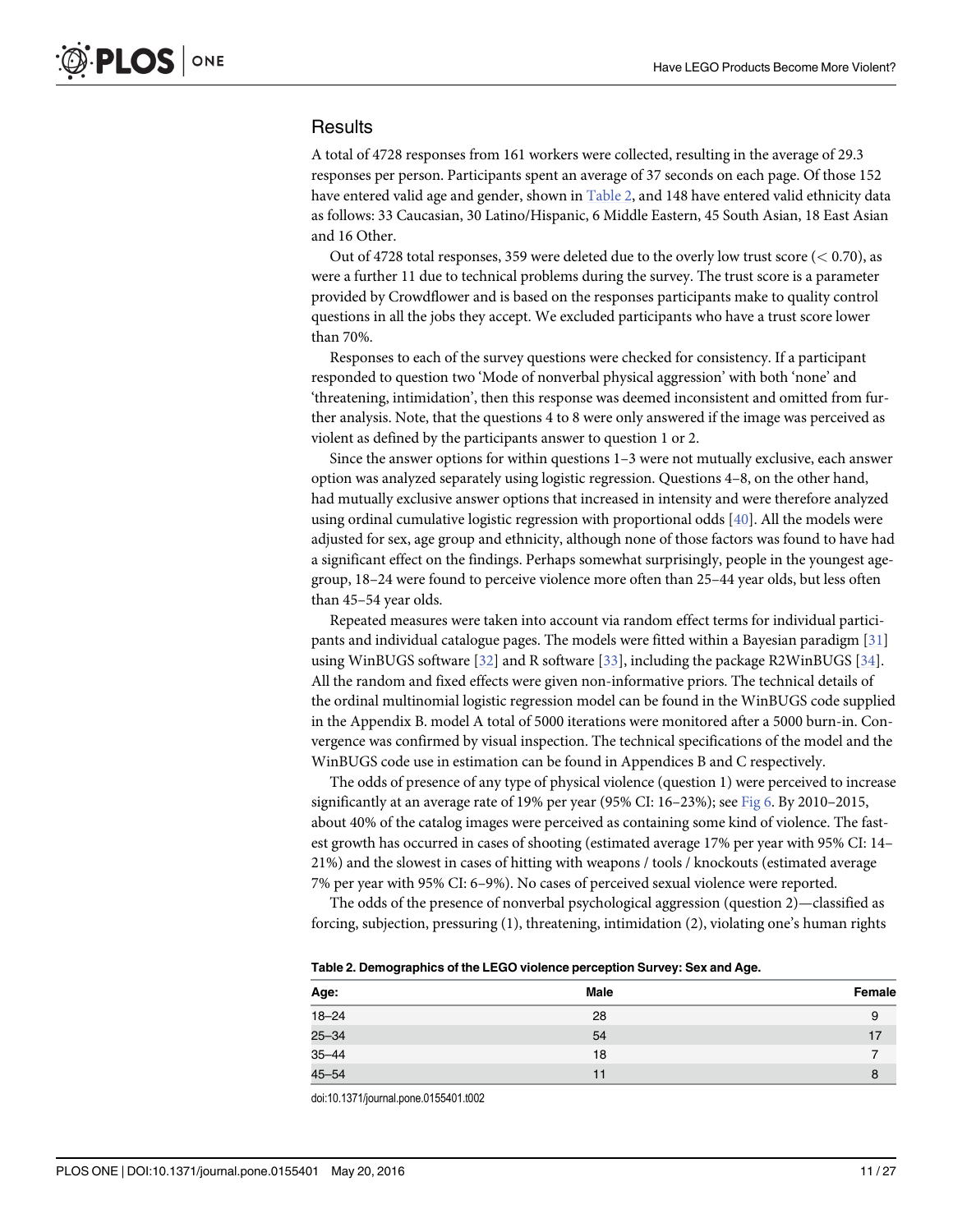## Results

A total of 4728 responses from 161 workers were collected, resulting in the average of 29.3 responses per person. Participants spent an average of 37 seconds on each page. Of those 152 have entered valid age and gender, shown in Table 2, and 148 have entered valid ethnicity data as follows: 33 Caucasian, 30 Latino/Hispanic, 6 Middle Eastern, 45 South Asian, 18 East Asian and 16 Other.

Out of 4728 total responses, 359 were deleted due to the overly low trust score ($< 0.70$), as were a further 11 due to technical problems during the survey. The trust score is a parameter provided by Crowdflower and is based on the responses participants make to quality control questions in all the jobs they accept. We excluded participants who have a trust score lower than 70%.

Responses to each of the survey questions were checked for consistency. If a participant responded to question two 'Mode of nonverbal physical aggression' with both 'none' and 'threatening, intimidation', then this response was deemed inconsistent and omitted from further analysis. Note, that the questions 4 to 8 were only answered if the image was perceived as violent as defined by the participants answer to question 1 or 2.

Since the answer options for within questions 1–3 were not mutually exclusive, each answer option was analyzed separately using logistic regression. Questions 4–8, on the other hand, had mutually exclusive answer options that increased in intensity and were therefore analyzed using ordinal cumulative logistic regression with proportional odds [40]. All the models were adjusted for sex, age group and ethnicity, although none of those factors was found to have had a significant effect on the findings. Perhaps somewhat surprisingly, people in the youngest age-group, 18–24 were found to perceive violence more often than 25–44 year olds, but less often than 45–54 year olds.

Repeated measures were taken into account via random effect terms for individual participants and individual catalogue pages. The models were fitted within a Bayesian paradigm [31] using WinBUGS software [32] and R software [33], including the package R2WinBUGS [34]. All the random and fixed effects were given non-informative priors. The technical details of the ordinal multinomial logistic regression model can be found in the WinBUGS code supplied in the Appendix B. model A total of 5000 iterations were monitored after a 5000 burn-in. Convergence was confirmed by visual inspection. The technical specifications of the model and the WinBUGS code use in estimation can be found in Appendices B and C respectively.

The odds of presence of any type of physical violence (question 1) were perceived to increase significantly at an average rate of 19% per year (95% CI: 16–23%); see Fig 6. By 2010–2015, about 40% of the catalog images were perceived as containing some kind of violence. The fastest growth has occurred in cases of shooting (estimated average 17% per year with 95% CI: 14–21%) and the slowest in cases of hitting with weapons / tools / knockouts (estimated average 7% per year with 95% CI: 6–9%). No cases of perceived sexual violence were reported.

The odds of the presence of nonverbal psychological aggression (question 2)—classified as forcing, subjection, pressuring (1), threatening, intimidation (2), violating one's human rights

**Table 2. Demographics of the LEGO violence perception Survey: Sex and Age.**

| Age: | Male | Female |
|---|---|---|
| 18–24 | 28 | 9 |
| 25–34 | 54 | 17 |
| 35–44 | 18 | 7 |
| 45–54 | 11 | 8 |

doi:10.1371/journal.pone.0155401.t002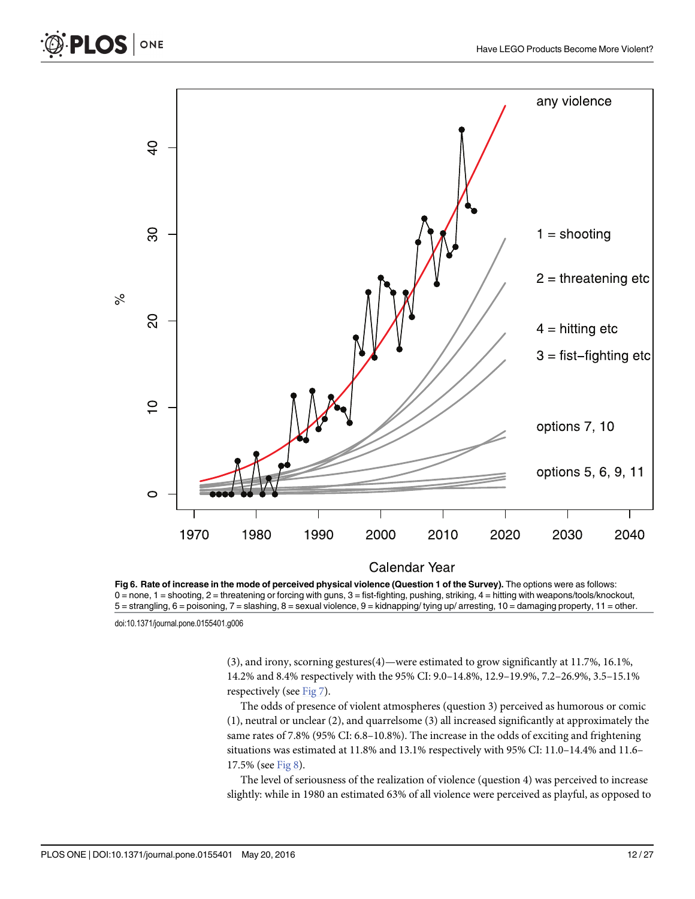Fig 6. Rate of increase in the mode of perceived physical violence (Question 1 of the Survey). The options were as follows: 0 = none, 1 = shooting, 2 = threatening or forcing with guns, 3 = fist-fighting, pushing, striking, 4 = hitting with weapons/tools/knockout, 5 = strangling, 6 = poisoning, 7 = slashing, 8 = sexual violence, 9 = kidnapping/ tying up/ arresting, 10 = damaging property, 11 = other.

doi:10.1371/journal.pone.0155401.g006

(3), and irony, scorning gestures(4)—were estimated to grow significantly at 11.7%, 16.1%, 14.2% and 8.4% respectively with the 95% CI: 9.0–14.8%, 12.9–19.9%, 7.2–26.9%, 3.5–15.1% respectively (see Fig 7).

The odds of presence of violent atmospheres (question 3) perceived as humorous or comic (1), neutral or unclear (2), and quarrelsome (3) all increased significantly at approximately the same rates of 7.8% (95% CI: 6.8–10.8%). The increase in the odds of exciting and frightening situations was estimated at 11.8% and 13.1% respectively with 95% CI: 11.0–14.4% and 11.6–17.5% (see Fig 8).

The level of seriousness of the realization of violence (question 4) was perceived to increase slightly: while in 1980 an estimated 63% of all violence were perceived as playful, as opposed to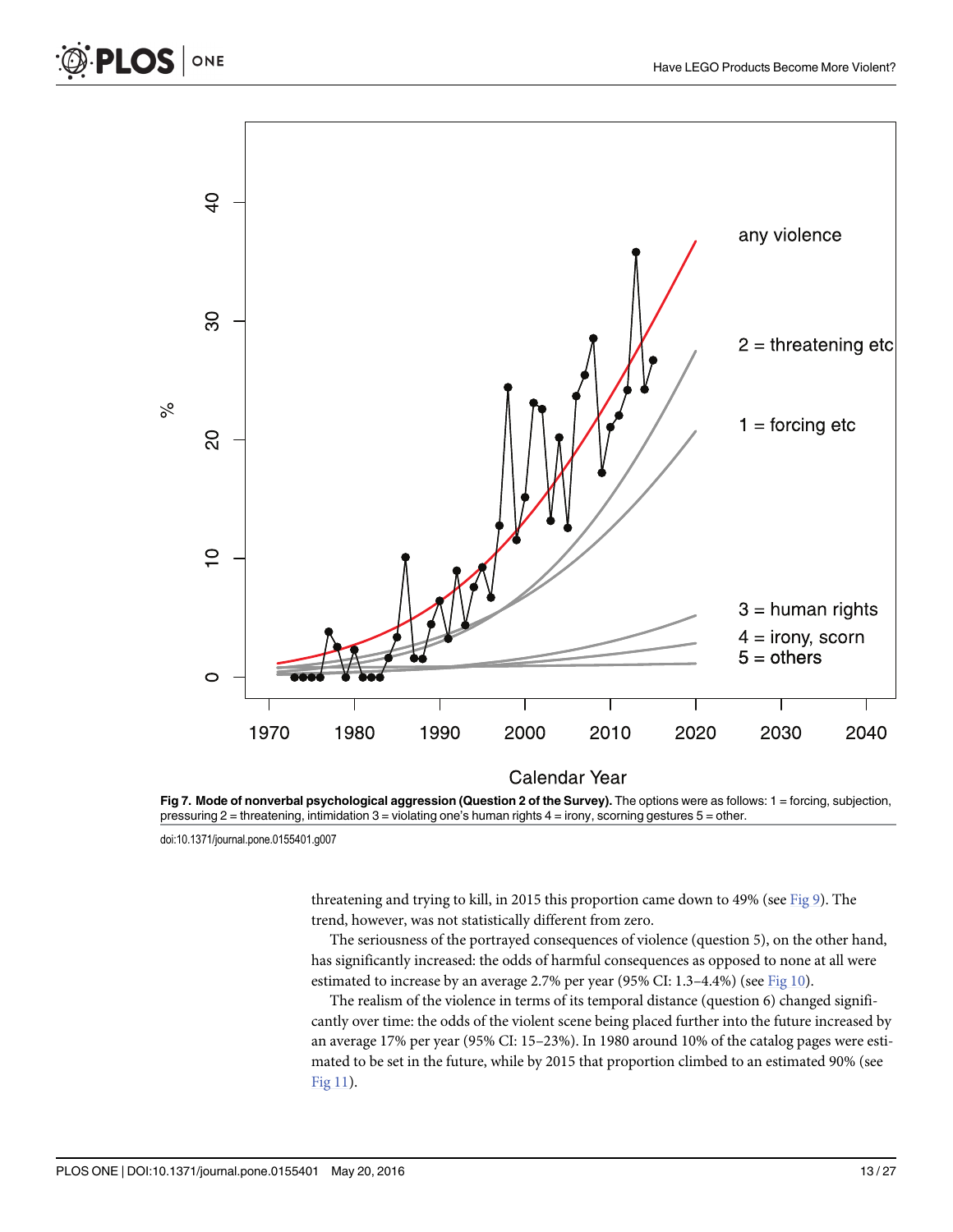**Fig 7. Mode of nonverbal psychological aggression (Question 2 of the Survey).** The options were as follows: 1 = forcing, subjection, pressuring 2 = threatening, intimidation 3 = violating one's human rights 4 = irony, scorning gestures 5 = other.

doi:10.1371/journal.pone.0155401.g007

threatening and trying to kill, in 2015 this proportion came down to 49% (see Fig 9). The trend, however, was not statistically different from zero.

The seriousness of the portrayed consequences of violence (question 5), on the other hand, has significantly increased: the odds of harmful consequences as opposed to none at all were estimated to increase by an average 2.7% per year (95% CI: 1.3–4.4%) (see Fig 10).

The realism of the violence in terms of its temporal distance (question 6) changed significantly over time: the odds of the violent scene being placed further into the future increased by an average 17% per year (95% CI: 15–23%). In 1980 around 10% of the catalog pages were estimated to be set in the future, while by 2015 that proportion climbed to an estimated 90% (see Fig 11).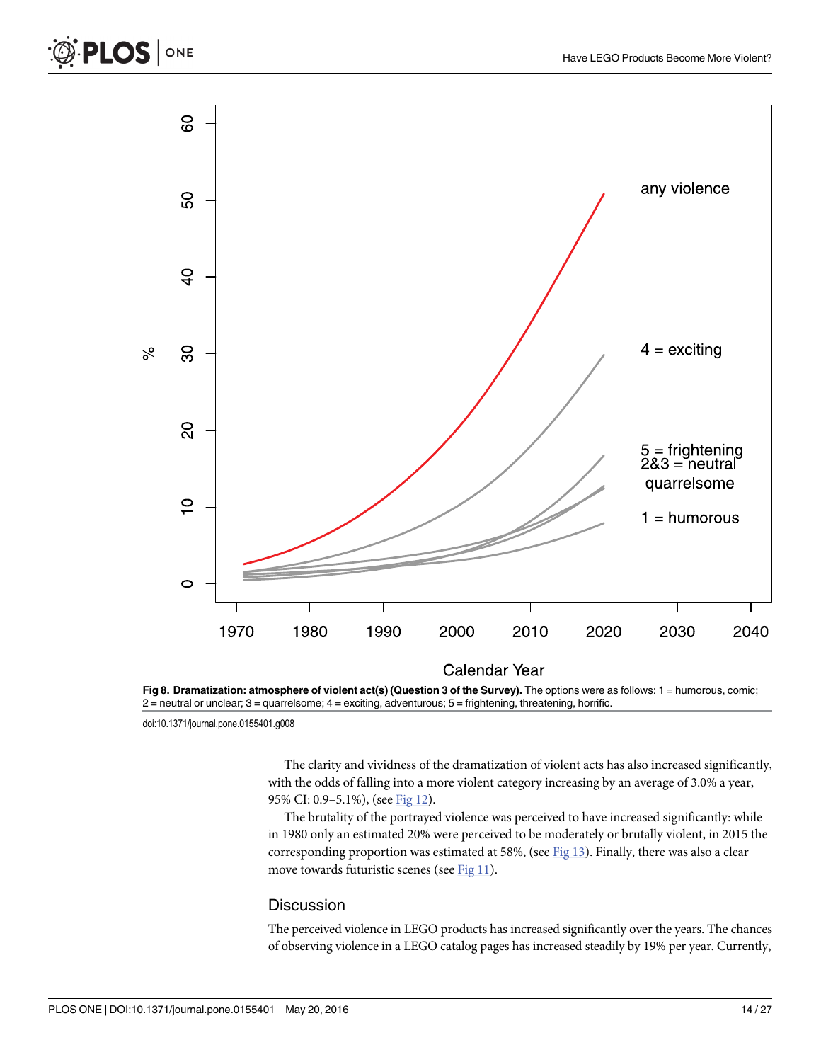Fig 8. **Dramatization: atmosphere of violent act(s) (Question 3 of the Survey).** The options were as follows: 1 = humorous, comic; 2 = neutral or unclear; 3 = quarrelsome; 4 = exciting, adventurous; 5 = frightening, threatening, horrific.

doi:10.1371/journal.pone.0155401.g008

The clarity and vividness of the dramatization of violent acts has also increased significantly, with the odds of falling into a more violent category increasing by an average of 3.0% a year, 95% CI: 0.9–5.1%), (see Fig 12).

The brutality of the portrayed violence was perceived to have increased significantly: while in 1980 only an estimated 20% were perceived to be moderately or brutally violent, in 2015 the corresponding proportion was estimated at 58%, (see Fig 13). Finally, there was also a clear move towards futuristic scenes (see Fig 11).

## Discussion

The perceived violence in LEGO products has increased significantly over the years. The chances of observing violence in a LEGO catalog pages has increased steadily by 19% per year. Currently,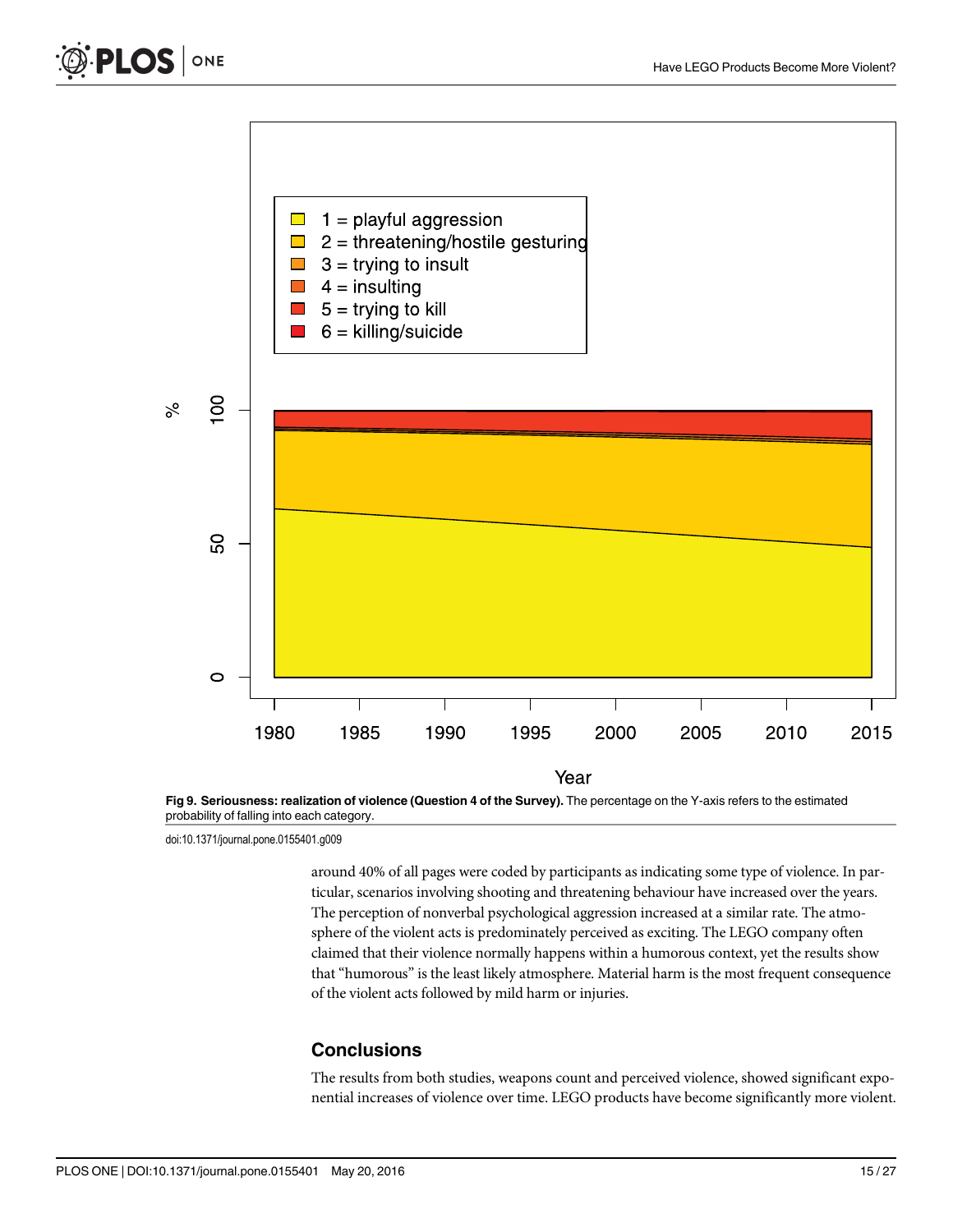**Fig 9. Seriousness: realization of violence (Question 4 of the Survey).** The percentage on the Y-axis refers to the estimated probability of falling into each category.

doi:10.1371/journal.pone.0155401.g009

around 40% of all pages were coded by participants as indicating some type of violence. In particular, scenarios involving shooting and threatening behaviour have increased over the years. The perception of nonverbal psychological aggression increased at a similar rate. The atmosphere of the violent acts is predominately perceived as exciting. The LEGO company often claimed that their violence normally happens within a humorous context, yet the results show that "humorous" is the least likely atmosphere. Material harm is the most frequent consequence of the violent acts followed by mild harm or injuries.

## Conclusions

The results from both studies, weapons count and perceived violence, showed significant exponential increases of violence over time. LEGO products have become significantly more violent.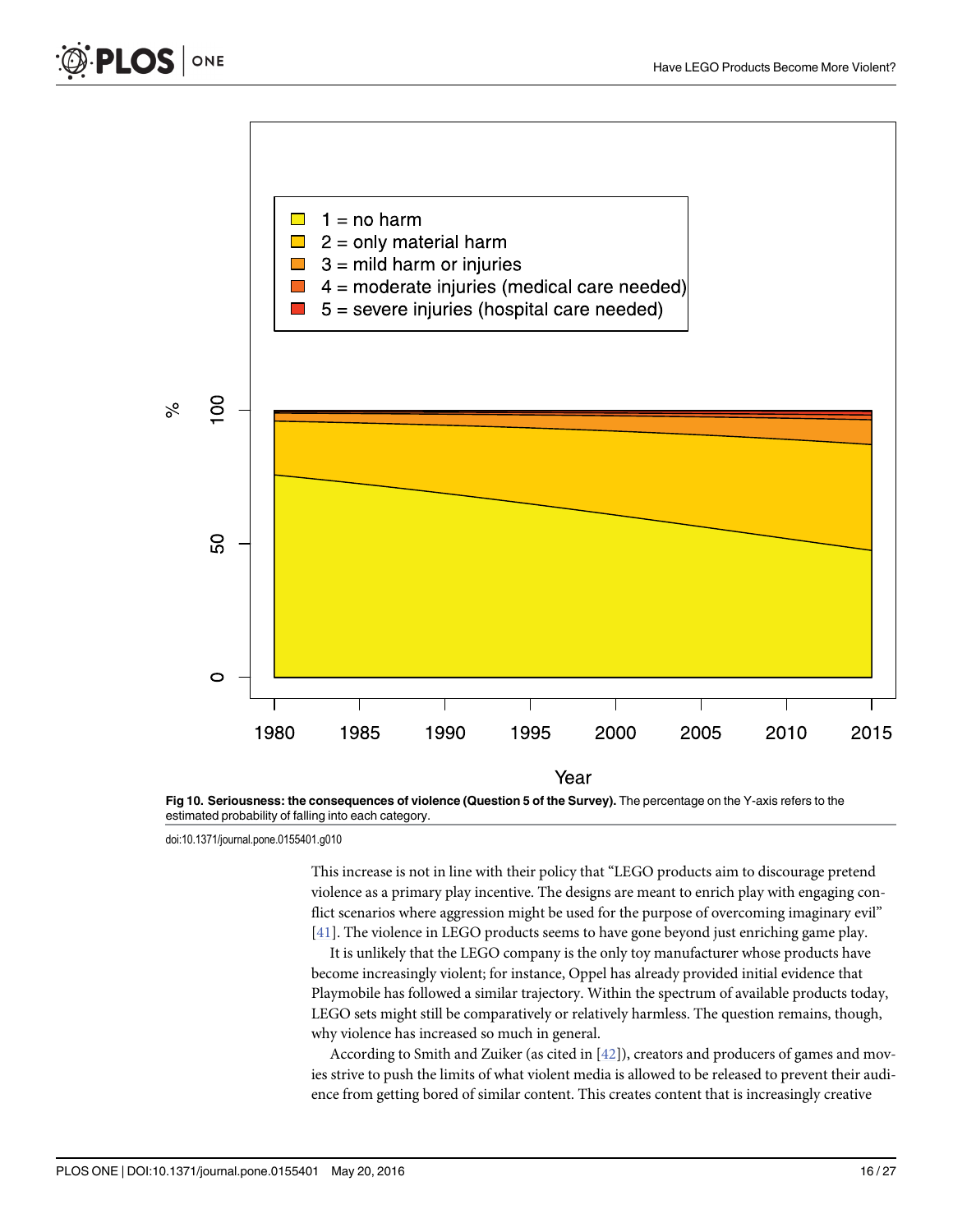**Fig 10. Seriousness: the consequences of violence (Question 5 of the Survey).** The percentage on the Y-axis refers to the estimated probability of falling into each category.

doi:10.1371/journal.pone.0155401.g010

This increase is not in line with their policy that "LEGO products aim to discourage pretend violence as a primary play incentive. The designs are meant to enrich play with engaging conflict scenarios where aggression might be used for the purpose of overcoming imaginary evil" [41]. The violence in LEGO products seems to have gone beyond just enriching game play.

It is unlikely that the LEGO company is the only toy manufacturer whose products have become increasingly violent; for instance, Oppel has already provided initial evidence that Playmobile has followed a similar trajectory. Within the spectrum of available products today, LEGO sets might still be comparatively or relatively harmless. The question remains, though, why violence has increased so much in general.

According to Smith and Zuiker (as cited in [42]), creators and producers of games and movies strive to push the limits of what violent media is allowed to be released to prevent their audience from getting bored of similar content. This creates content that is increasingly creative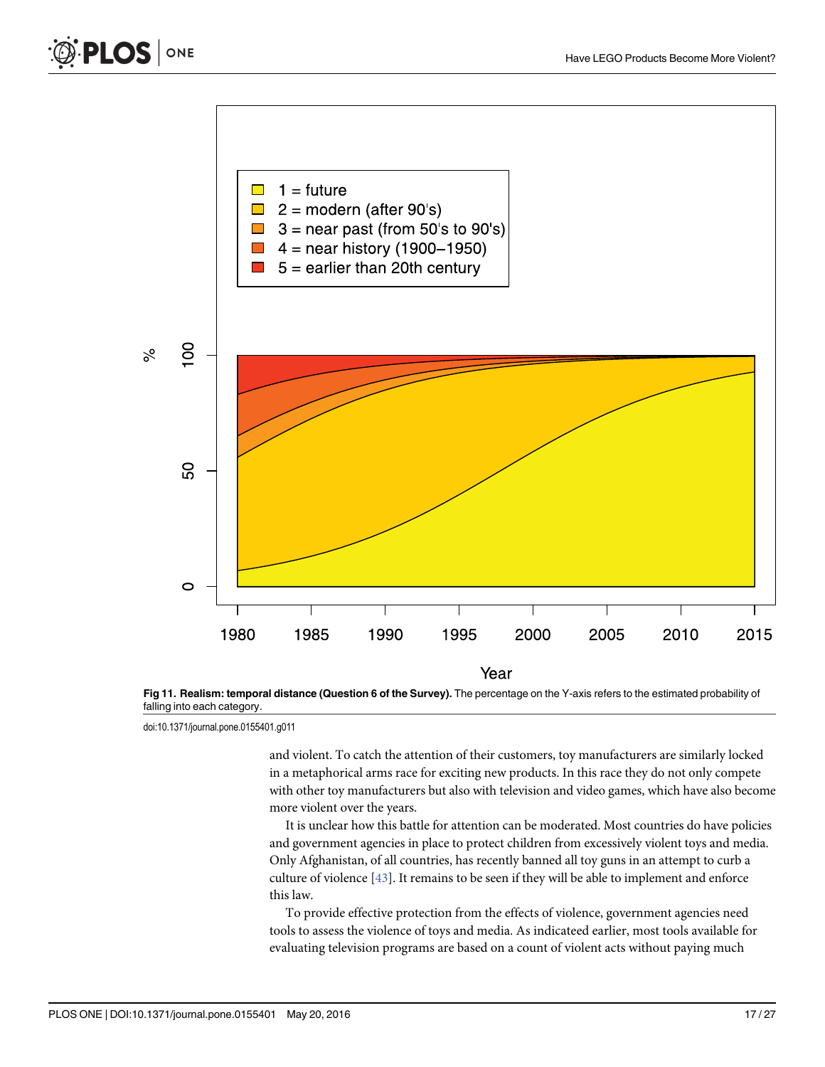**Fig 11. Realism: temporal distance (Question 6 of the Survey).** The percentage on the Y-axis refers to the estimated probability of falling into each category.

doi:10.1371/journal.pone.0155401.g011

and violent. To catch the attention of their customers, toy manufacturers are similarly locked in a metaphorical arms race for exciting new products. In this race they do not only compete with other toy manufacturers but also with television and video games, which have also become more violent over the years.

It is unclear how this battle for attention can be moderated. Most countries do have policies and government agencies in place to protect children from excessively violent toys and media. Only Afghanistan, of all countries, has recently banned all toy guns in an attempt to curb a culture of violence [43]. It remains to be seen if they will be able to implement and enforce this law.

To provide effective protection from the effects of violence, government agencies need tools to assess the violence of toys and media. As indicateed earlier, most tools available for evaluating television programs are based on a count of violent acts without paying much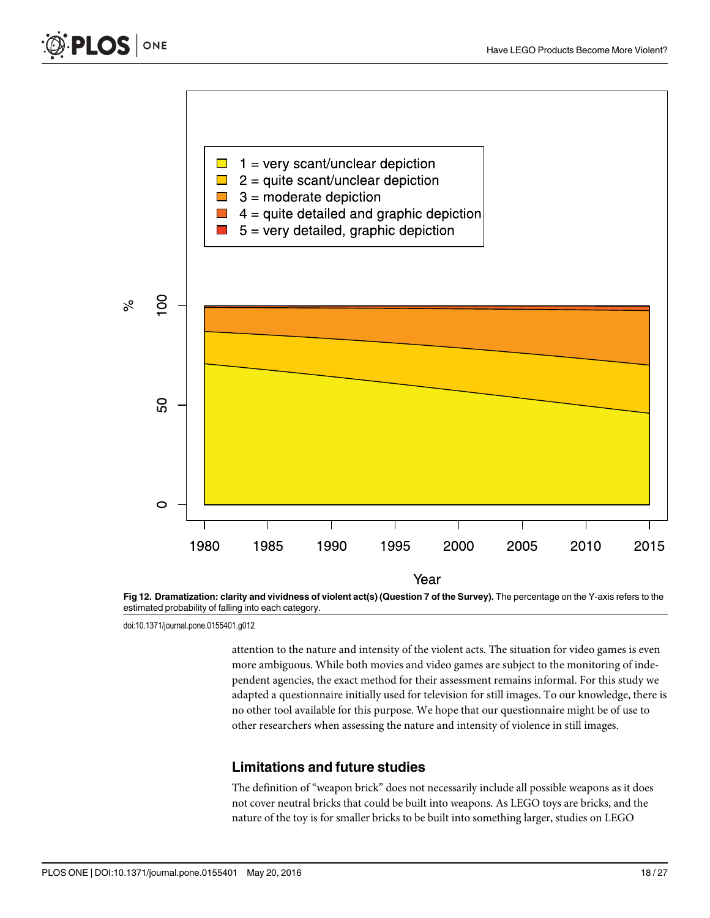**Fig 12. Dramatization: clarity and vividness of violent act(s) (Question 7 of the Survey).** The percentage on the Y-axis refers to the estimated probability of falling into each category.

doi:10.1371/journal.pone.0155401.g012

attention to the nature and intensity of the violent acts. The situation for video games is even more ambiguous. While both movies and video games are subject to the monitoring of independent agencies, the exact method for their assessment remains informal. For this study we adapted a questionnaire initially used for television for still images. To our knowledge, there is no other tool available for this purpose. We hope that our questionnaire might be of use to other researchers when assessing the nature and intensity of violence in still images.

## Limitations and future studies

The definition of "weapon brick" does not necessarily include all possible weapons as it does not cover neutral bricks that could be built into weapons. As LEGO toys are bricks, and the nature of the toy is for smaller bricks to be built into something larger, studies on LEGO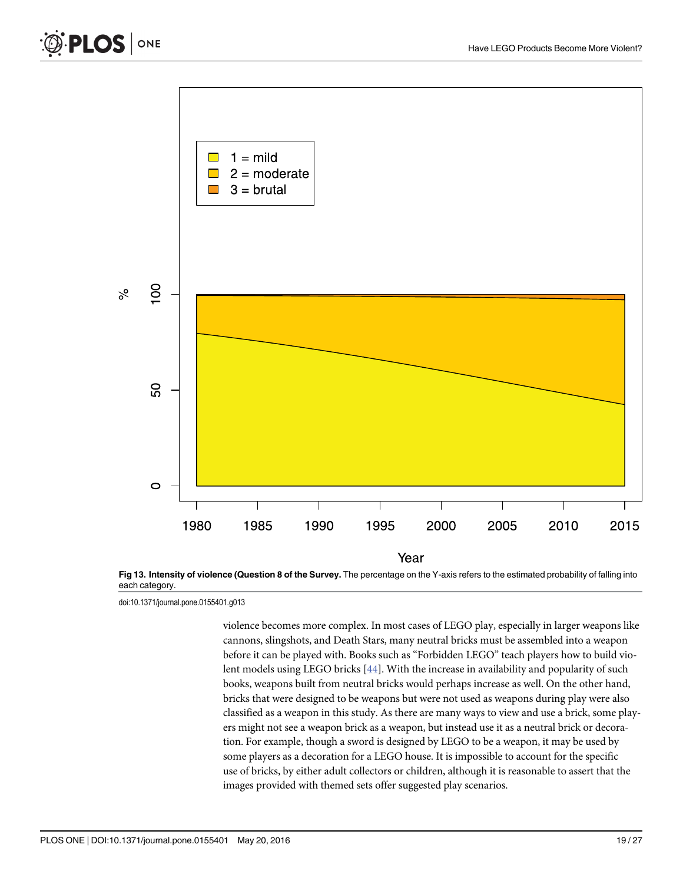**Fig 13. Intensity of violence (Question 8 of the Survey.** The percentage on the Y-axis refers to the estimated probability of falling into each category.

doi:10.1371/journal.pone.0155401.g013

violence becomes more complex. In most cases of LEGO play, especially in larger weapons like cannons, slingshots, and Death Stars, many neutral bricks must be assembled into a weapon before it can be played with. Books such as "Forbidden LEGO" teach players how to build violent models using LEGO bricks [44]. With the increase in availability and popularity of such books, weapons built from neutral bricks would perhaps increase as well. On the other hand, bricks that were designed to be weapons but were not used as weapons during play were also classified as a weapon in this study. As there are many ways to view and use a brick, some players might not see a weapon brick as a weapon, but instead use it as a neutral brick or decoration. For example, though a sword is designed by LEGO to be a weapon, it may be used by some players as a decoration for a LEGO house. It is impossible to account for the specific use of bricks, by either adult collectors or children, although it is reasonable to assert that the images provided with themed sets offer suggested play scenarios.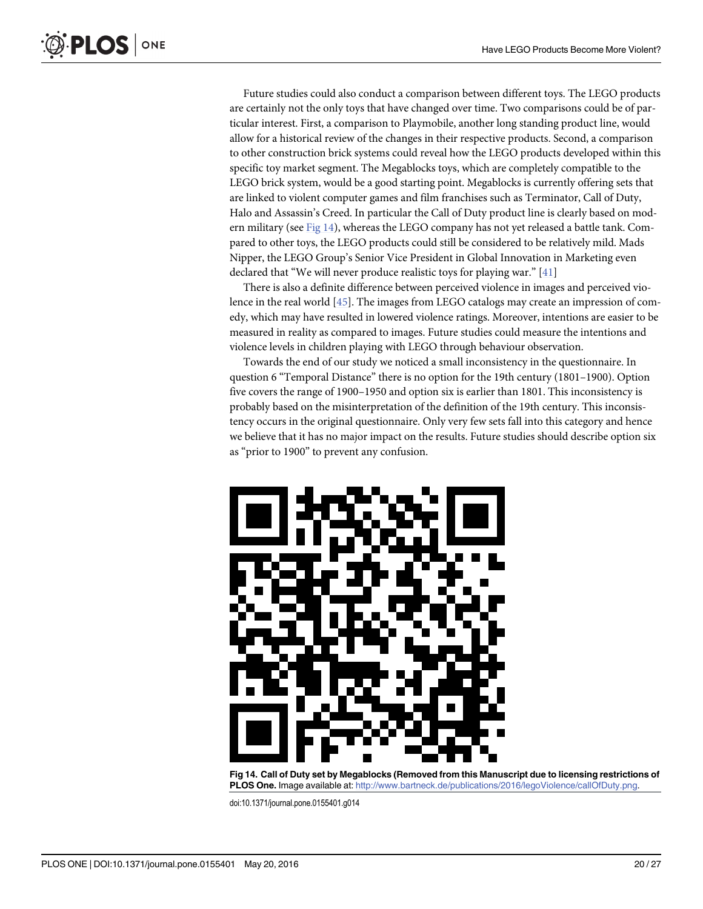Future studies could also conduct a comparison between different toys. The LEGO products are certainly not the only toys that have changed over time. Two comparisons could be of particular interest. First, a comparison to Playmobile, another long standing product line, would allow for a historical review of the changes in their respective products. Second, a comparison to other construction brick systems could reveal how the LEGO products developed within this specific toy market segment. The Megablocks toys, which are completely compatible to the LEGO brick system, would be a good starting point. Megablocks is currently offering sets that are linked to violent computer games and film franchises such as Terminator, Call of Duty, Halo and Assassin's Creed. In particular the Call of Duty product line is clearly based on modern military (see Fig 14), whereas the LEGO company has not yet released a battle tank. Compared to other toys, the LEGO products could still be considered to be relatively mild. Mads Nipper, the LEGO Group's Senior Vice President in Global Innovation in Marketing even declared that "We will never produce realistic toys for playing war." [41]

There is also a definite difference between perceived violence in images and perceived violence in the real world [45]. The images from LEGO catalogs may create an impression of comedy, which may have resulted in lowered violence ratings. Moreover, intentions are easier to be measured in reality as compared to images. Future studies could measure the intentions and violence levels in children playing with LEGO through behaviour observation.

Towards the end of our study we noticed a small inconsistency in the questionnaire. In question 6 "Temporal Distance" there is no option for the 19th century (1801–1900). Option five covers the range of 1900–1950 and option six is earlier than 1801. This inconsistency is probably based on the misinterpretation of the definition of the 19th century. This inconsistency occurs in the original questionnaire. Only very few sets fall into this category and hence we believe that it has no major impact on the results. Future studies should describe option six as "prior to 1900" to prevent any confusion.

**Fig 14. Call of Duty set by Megablocks (Removed from this Manuscript due to licensing restrictions of PLOS One.** Image available at: http://www.bartneck.de/publications/2016/legoViolence/callOfDuty.png.

doi:10.1371/journal.pone.0155401.g014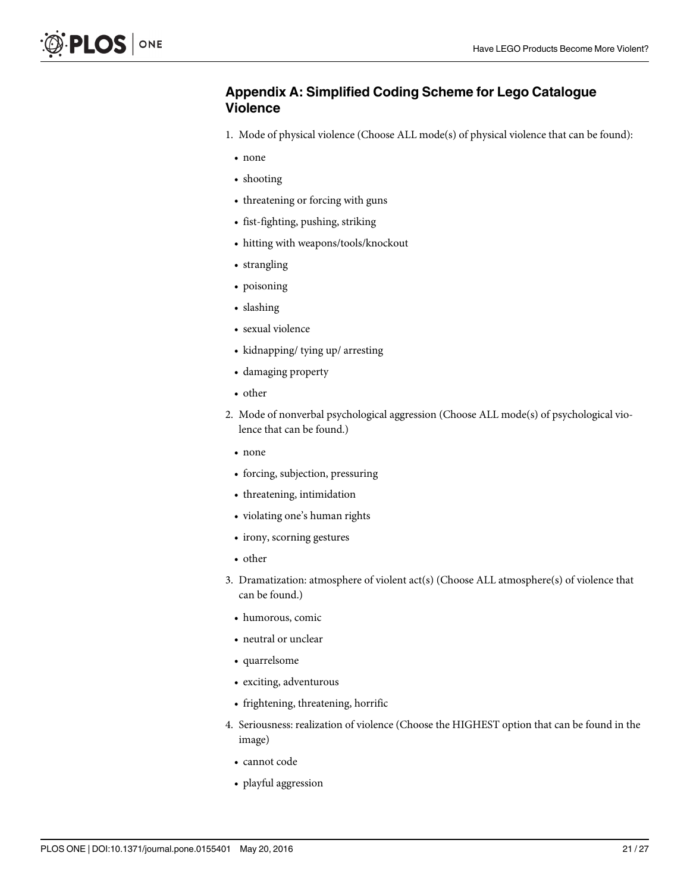## Appendix A: Simplified Coding Scheme for Lego Catalogue Violence

1. Mode of physical violence (Choose ALL mode(s) of physical violence that can be found):
   - none
   - shooting
   - threatening or forcing with guns
   - fist-fighting, pushing, striking
   - hitting with weapons/tools/knockout
   - strangling
   - poisoning
   - slashing
   - sexual violence
   - kidnapping/ tying up/ arresting
   - damaging property
   - other
2. Mode of nonverbal psychological aggression (Choose ALL mode(s) of psychological violence that can be found.)
   - none
   - forcing, subjection, pressuring
   - threatening, intimidation
   - violating one's human rights
   - irony, scorning gestures
   - other
3. Dramatization: atmosphere of violent act(s) (Choose ALL atmosphere(s) of violence that can be found.)
   - humorous, comic
   - neutral or unclear
   - quarrelsome
   - exciting, adventurous
   - frightening, threatening, horrific
4. Seriousness: realization of violence (Choose the HIGHEST option that can be found in the image)
   - cannot code
   - playful aggression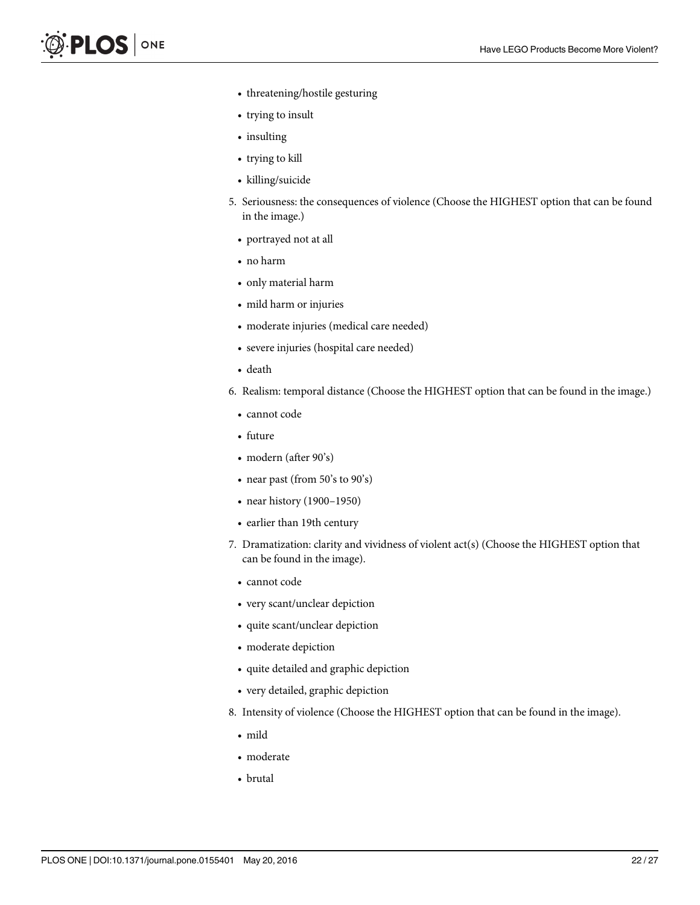- threatening/hostile gesturing
- trying to insult
- insulting
- trying to kill
- killing/suicide

5. Seriousness: the consequences of violence (Choose the HIGHEST option that can be found in the image.)
   - portrayed not at all
   - no harm
   - only material harm
   - mild harm or injuries
   - moderate injuries (medical care needed)
   - severe injuries (hospital care needed)
   - death
6. Realism: temporal distance (Choose the HIGHEST option that can be found in the image.)
   - cannot code
   - future
   - modern (after 90's)
   - near past (from 50's to 90's)
   - near history (1900–1950)
   - earlier than 19th century
7. Dramatization: clarity and vividness of violent act(s) (Choose the HIGHEST option that can be found in the image).
   - cannot code
   - very scant/unclear depiction
   - quite scant/unclear depiction
   - moderate depiction
   - quite detailed and graphic depiction
   - very detailed, graphic depiction
8. Intensity of violence (Choose the HIGHEST option that can be found in the image).
   - mild
   - moderate
   - brutal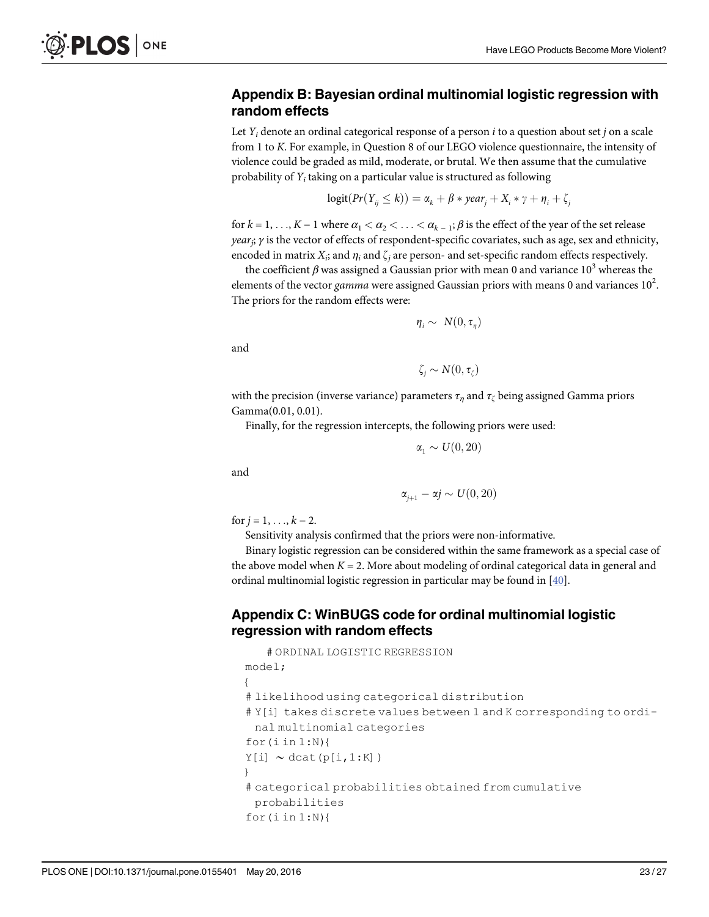## Appendix B: Bayesian ordinal multinomial logistic regression with random effects

Let $Y_i$ denote an ordinal categorical response of a person $i$ to a question about set $j$ on a scale from 1 to $K$. For example, in Question 8 of our LEGO violence questionnaire, the intensity of violence could be graded as mild, moderate, or brutal. We then assume that the cumulative probability of $Y_i$ taking on a particular value is structured as following

$$\text{logit}(Pr(Y_{ij} \leq k)) = \alpha_k + \beta * year_j + X_i * \gamma + \eta_i + \zeta_j$$

for $k = 1, \ldots, K - 1$ where $\alpha_1 < \alpha_2 < \ldots < \alpha_{k-1}$; $\beta$ is the effect of the year of the set release $year_j$; $\gamma$ is the vector of effects of respondent-specific covariates, such as age, sex and ethnicity, encoded in matrix $X_i$; and $\eta_i$ and $\zeta_j$ are person- and set-specific random effects respectively.

the coefficient $\beta$ was assigned a Gaussian prior with mean 0 and variance $10^3$ whereas the elements of the vector *gamma* were assigned Gaussian priors with means 0 and variances $10^2$. The priors for the random effects were:

$$\eta_i \sim N(0, \tau_\eta)$$

and

$$\zeta_j \sim N(0, \tau_\zeta)$$

with the precision (inverse variance) parameters $\tau_\eta$ and $\tau_\zeta$ being assigned Gamma priors Gamma(0.01, 0.01).

Finally, for the regression intercepts, the following priors were used:

$$\alpha_1 \sim U(0, 20)$$

and

$$\alpha_{j+1} - \alpha j \sim U(0, 20)$$

for $j = 1, \ldots, k - 2$.

Sensitivity analysis confirmed that the priors were non-informative.

Binary logistic regression can be considered within the same framework as a special case of the above model when $K = 2$. More about modeling of ordinal categorical data in general and ordinal multinomial logistic regression in particular may be found in [40].

## Appendix C: WinBUGS code for ordinal multinomial logistic regression with random effects

```
  # ORDINAL LOGISTIC REGRESSION
model;
{
# likelihood using categorical distribution
# Y[i] takes discrete values between 1 and K corresponding to ordi-
  nal multinomial categories
for(i in 1:N){
Y[i] ~ dcat(p[i,1:K])
}
# categorical probabilities obtained from cumulative
  probabilities
for(i in 1:N){
```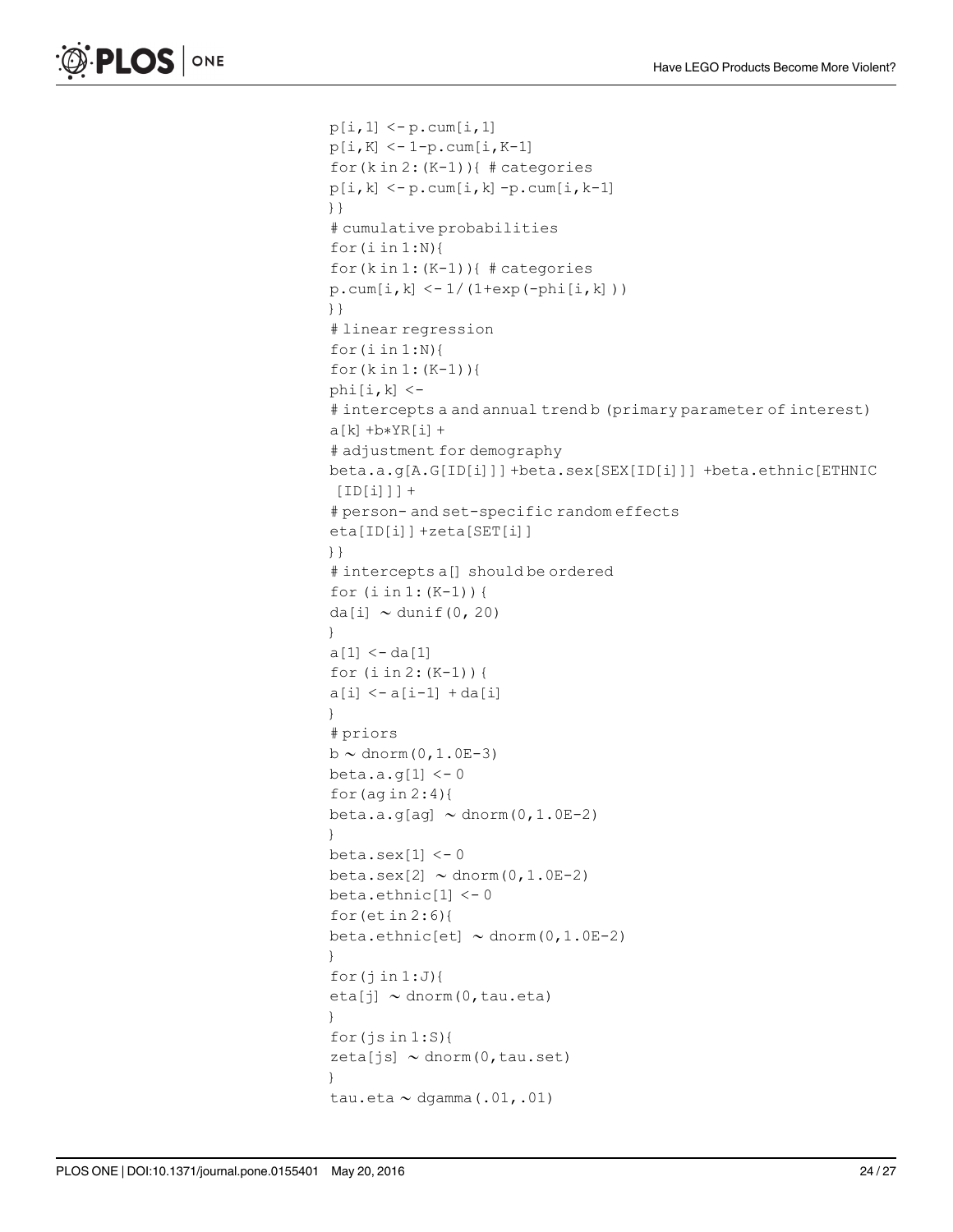```
p[i,1] <- p.cum[i,1]
p[i,K] <- 1-p.cum[i,K-1]
for(k in 2:(K-1)){ # categories
p[i,k] <- p.cum[i,k] -p.cum[i,k-1]
}}
# cumulative probabilities
for(i in 1:N){
for(k in 1:(K-1)){ # categories
p.cum[i,k] <- 1/(1+exp(-phi[i,k]))
}}
# linear regression
for(i in 1:N){
for(k in 1:(K-1)){
phi[i,k] <-
# intercepts a and annual trend b (primary parameter of interest)
a[k] +b*YR[i] +
# adjustment for demography
beta.a.g[A.G[ID[i]]] +beta.sex[SEX[ID[i]]] +beta.ethnic[ETHNIC
 [ID[i]]] +
# person- and set-specific random effects
eta[ID[i]] +zeta[SET[i]]
}}
# intercepts a[] should be ordered
for (i in 1:(K-1)){
da[i] ~ dunif(0, 20)
}
a[1] <- da[1]
for (i in 2:(K-1)){
a[i] <- a[i-1] + da[i]
}
# priors
b ~ dnorm(0,1.0E-3)
beta.a.g[1] <- 0
for(ag in 2:4){
beta.a.g[ag] ~ dnorm(0,1.0E-2)
}
beta.sex[1] <- 0
beta.sex[2] ~ dnorm(0,1.0E-2)
beta.ethnic[1] <- 0
for(et in 2:6){
beta.ethnic[et] ~ dnorm(0,1.0E-2)
}
for(j in 1:J){
eta[j] ~ dnorm(0,tau.eta)
}
for(js in 1:S){
zeta[js] ~ dnorm(0,tau.set)
}
tau.eta ~ dgamma(.01,.01)
```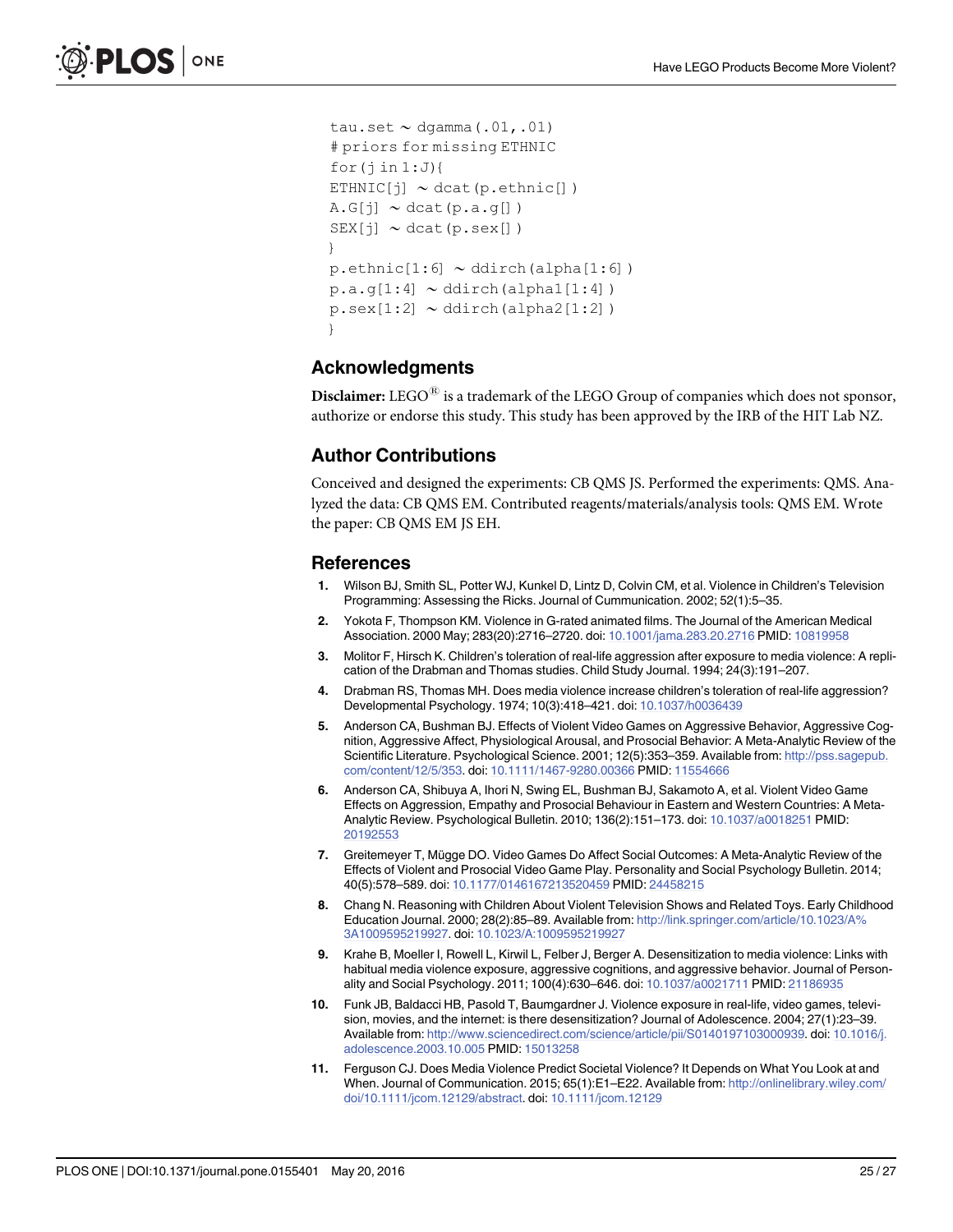```
tau.set ~ dgamma(.01,.01)
# priors for missing ETHNIC
for(j in 1:J){
ETHNIC[j] ~ dcat(p.ethnic[])
A.G[j] ~ dcat(p.a.g[])
SEX[j] ~ dcat(p.sex[])
}
p.ethnic[1:6] ~ ddirch(alpha[1:6])
p.a.g[1:4] ~ ddirch(alpha1[1:4])
p.sex[1:2] ~ ddirch(alpha2[1:2])
}
```

## Acknowledgments

**Disclaimer:** LEGO® is a trademark of the LEGO Group of companies which does not sponsor, authorize or endorse this study. This study has been approved by the IRB of the HIT Lab NZ.

## Author Contributions

Conceived and designed the experiments: CB QMS JS. Performed the experiments: QMS. Analyzed the data: CB QMS EM. Contributed reagents/materials/analysis tools: QMS EM. Wrote the paper: CB QMS EM JS EH.

## References

1. Wilson BJ, Smith SL, Potter WJ, Kunkel D, Lintz D, Colvin CM, et al. Violence in Children's Television Programming: Assessing the Ricks. Journal of Cummunication. 2002; 52(1):5–35.
2. Yokota F, Thompson KM. Violence in G-rated animated films. The Journal of the American Medical Association. 2000 May; 283(20):2716–2720. doi: 10.1001/jama.283.20.2716 PMID: 10819958
3. Molitor F, Hirsch K. Children's toleration of real-life aggression after exposure to media violence: A replication of the Drabman and Thomas studies. Child Study Journal. 1994; 24(3):191–207.
4. Drabman RS, Thomas MH. Does media violence increase children's toleration of real-life aggression? Developmental Psychology. 1974; 10(3):418–421. doi: 10.1037/h0036439
5. Anderson CA, Bushman BJ. Effects of Violent Video Games on Aggressive Behavior, Aggressive Cognition, Aggressive Affect, Physiological Arousal, and Prosocial Behavior: A Meta-Analytic Review of the Scientific Literature. Psychological Science. 2001; 12(5):353–359. Available from: http://pss.sagepub.com/content/12/5/353. doi: 10.1111/1467-9280.00366 PMID: 11554666
6. Anderson CA, Shibuya A, Ihori N, Swing EL, Bushman BJ, Sakamoto A, et al. Violent Video Game Effects on Aggression, Empathy and Prosocial Behaviour in Eastern and Western Countries: A Meta-Analytic Review. Psychological Bulletin. 2010; 136(2):151–173. doi: 10.1037/a0018251 PMID: 20192553
7. Greitemeyer T, Mügge DO. Video Games Do Affect Social Outcomes: A Meta-Analytic Review of the Effects of Violent and Prosocial Video Game Play. Personality and Social Psychology Bulletin. 2014; 40(5):578–589. doi: 10.1177/0146167213520459 PMID: 24458215
8. Chang N. Reasoning with Children About Violent Television Shows and Related Toys. Early Childhood Education Journal. 2000; 28(2):85–89. Available from: http://link.springer.com/article/10.1023/A%3A1009595219927. doi: 10.1023/A:1009595219927
9. Krahe B, Moeller I, Rowell L, Kirwil L, Felber J, Berger A. Desensitization to media violence: Links with habitual media violence exposure, aggressive cognitions, and aggressive behavior. Journal of Personality and Social Psychology. 2011; 100(4):630–646. doi: 10.1037/a0021711 PMID: 21186935
10. Funk JB, Baldacci HB, Pasold T, Baumgardner J. Violence exposure in real-life, video games, television, movies, and the internet: is there desensitization? Journal of Adolescence. 2004; 27(1):23–39. Available from: http://www.sciencedirect.com/science/article/pii/S0140197103000939. doi: 10.1016/j.adolescence.2003.10.005 PMID: 15013258
11. Ferguson CJ. Does Media Violence Predict Societal Violence? It Depends on What You Look at and When. Journal of Communication. 2015; 65(1):E1–E22. Available from: http://onlinelibrary.wiley.com/doi/10.1111/jcom.12129/abstract. doi: 10.1111/jcom.12129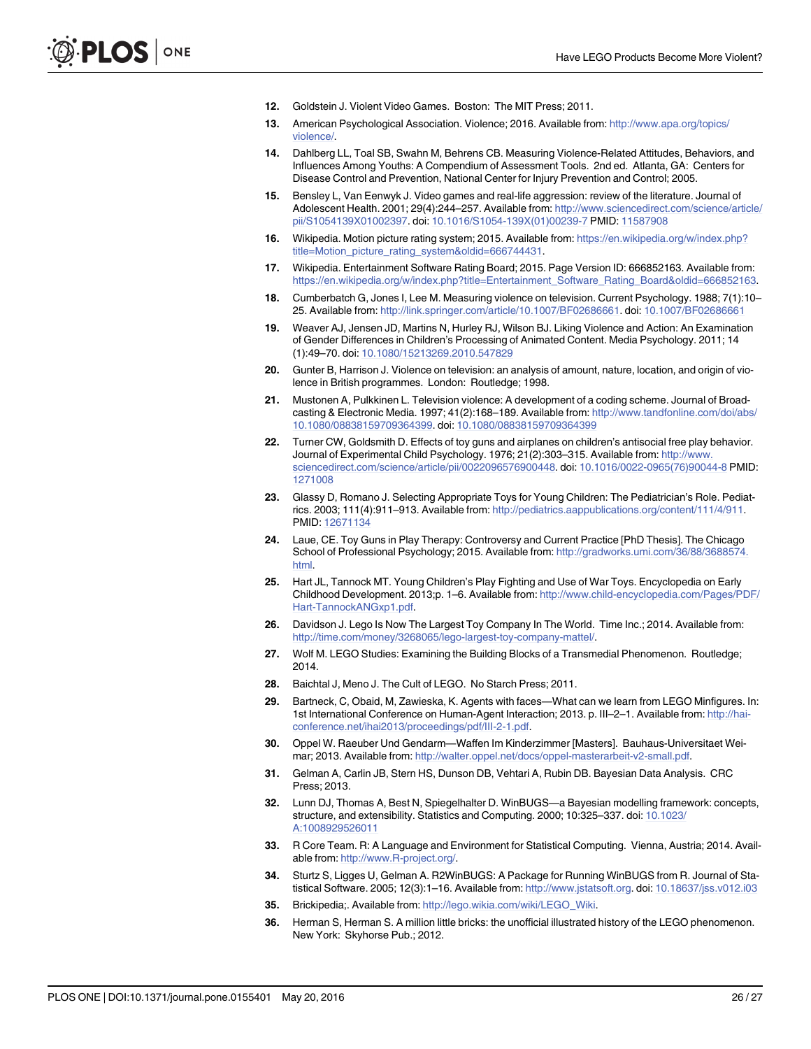12. Goldstein J. Violent Video Games. Boston: The MIT Press; 2011.
13. American Psychological Association. Violence; 2016. Available from: http://www.apa.org/topics/violence/.
14. Dahlberg LL, Toal SB, Swahn M, Behrens CB. Measuring Violence-Related Attitudes, Behaviors, and Influences Among Youths: A Compendium of Assessment Tools. 2nd ed. Atlanta, GA: Centers for Disease Control and Prevention, National Center for Injury Prevention and Control; 2005.
15. Bensley L, Van Eenwyk J. Video games and real-life aggression: review of the literature. Journal of Adolescent Health. 2001; 29(4):244–257. Available from: http://www.sciencedirect.com/science/article/pii/S1054139X01002397. doi: 10.1016/S1054-139X(01)00239-7 PMID: 11587908
16. Wikipedia. Motion picture rating system; 2015. Available from: https://en.wikipedia.org/w/index.php?title=Motion_picture_rating_system&oldid=666744431.
17. Wikipedia. Entertainment Software Rating Board; 2015. Page Version ID: 666852163. Available from: https://en.wikipedia.org/w/index.php?title=Entertainment_Software_Rating_Board&oldid=666852163.
18. Cumberbatch G, Jones I, Lee M. Measuring violence on television. Current Psychology. 1988; 7(1):10–25. Available from: http://link.springer.com/article/10.1007/BF02686661. doi: 10.1007/BF02686661
19. Weaver AJ, Jensen JD, Martins N, Hurley RJ, Wilson BJ. Liking Violence and Action: An Examination of Gender Differences in Children's Processing of Animated Content. Media Psychology. 2011; 14 (1):49–70. doi: 10.1080/15213269.2010.547829
20. Gunter B, Harrison J. Violence on television: an analysis of amount, nature, location, and origin of violence in British programmes. London: Routledge; 1998.
21. Mustonen A, Pulkkinen L. Television violence: A development of a coding scheme. Journal of Broadcasting & Electronic Media. 1997; 41(2):168–189. Available from: http://www.tandfonline.com/doi/abs/10.1080/08838159709364399. doi: 10.1080/08838159709364399
22. Turner CW, Goldsmith D. Effects of toy guns and airplanes on children's antisocial free play behavior. Journal of Experimental Child Psychology. 1976; 21(2):303–315. Available from: http://www.sciencedirect.com/science/article/pii/0022096576900448. doi: 10.1016/0022-0965(76)90044-8 PMID: 1271008
23. Glassy D, Romano J. Selecting Appropriate Toys for Young Children: The Pediatrician's Role. Pediatrics. 2003; 111(4):911–913. Available from: http://pediatrics.aappublications.org/content/111/4/911. PMID: 12671134
24. Laue, CE. Toy Guns in Play Therapy: Controversy and Current Practice [PhD Thesis]. The Chicago School of Professional Psychology; 2015. Available from: http://gradworks.umi.com/36/88/3688574.html.
25. Hart JL, Tannock MT. Young Children's Play Fighting and Use of War Toys. Encyclopedia on Early Childhood Development. 2013;p. 1–6. Available from: http://www.child-encyclopedia.com/Pages/PDF/Hart-TannockANGxp1.pdf.
26. Davidson J. Lego Is Now The Largest Toy Company In The World. Time Inc.; 2014. Available from: http://time.com/money/3268065/lego-largest-toy-company-mattel/.
27. Wolf M. LEGO Studies: Examining the Building Blocks of a Transmedial Phenomenon. Routledge; 2014.
28. Baichtal J, Meno J. The Cult of LEGO. No Starch Press; 2011.
29. Bartneck, C, Obaid, M, Zawieska, K. Agents with faces—What can we learn from LEGO Minfigures. In: 1st International Conference on Human-Agent Interaction; 2013. p. III–2–1. Available from: http://hai-conference.net/ihai2013/proceedings/pdf/III-2-1.pdf.
30. Oppel W. Raeuber Und Gendarm—Waffen Im Kinderzimmer [Masters]. Bauhaus-Universitaet Weimar; 2013. Available from: http://walter.oppel.net/docs/oppel-masterarbeit-v2-small.pdf.
31. Gelman A, Carlin JB, Stern HS, Dunson DB, Vehtari A, Rubin DB. Bayesian Data Analysis. CRC Press; 2013.
32. Lunn DJ, Thomas A, Best N, Spiegelhalter D. WinBUGS—a Bayesian modelling framework: concepts, structure, and extensibility. Statistics and Computing. 2000; 10:325–337. doi: 10.1023/A:1008929526011
33. R Core Team. R: A Language and Environment for Statistical Computing. Vienna, Austria; 2014. Available from: http://www.R-project.org/.
34. Sturtz S, Ligges U, Gelman A. R2WinBUGS: A Package for Running WinBUGS from R. Journal of Statistical Software. 2005; 12(3):1–16. Available from: http://www.jstatsoft.org. doi: 10.18637/jss.v012.i03
35. Brickipedia;. Available from: http://lego.wikia.com/wiki/LEGO_Wiki.
36. Herman S, Herman S. A million little bricks: the unofficial illustrated history of the LEGO phenomenon. New York: Skyhorse Pub.; 2012.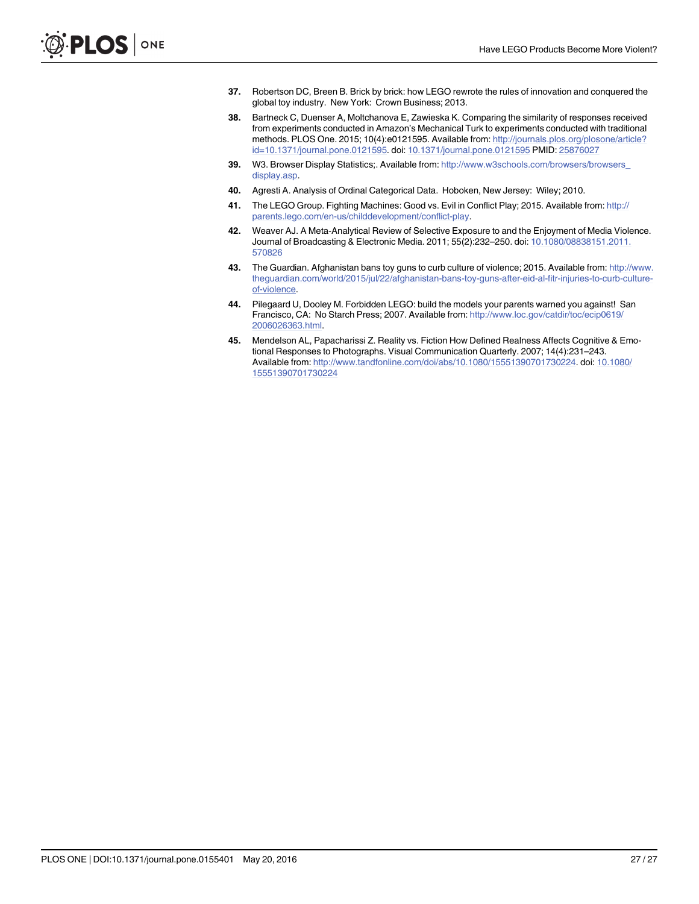37. Robertson DC, Breen B. Brick by brick: how LEGO rewrote the rules of innovation and conquered the global toy industry. New York: Crown Business; 2013.
38. Bartneck C, Duenser A, Moltchanova E, Zawieska K. Comparing the similarity of responses received from experiments conducted in Amazon's Mechanical Turk to experiments conducted with traditional methods. PLOS One. 2015; 10(4):e0121595. Available from: http://journals.plos.org/plosone/article?id=10.1371/journal.pone.0121595. doi: 10.1371/journal.pone.0121595 PMID: 25876027
39. W3. Browser Display Statistics;. Available from: http://www.w3schools.com/browsers/browsers_display.asp.
40. Agresti A. Analysis of Ordinal Categorical Data. Hoboken, New Jersey: Wiley; 2010.
41. The LEGO Group. Fighting Machines: Good vs. Evil in Conflict Play; 2015. Available from: http://parents.lego.com/en-us/childdevelopment/conflict-play.
42. Weaver AJ. A Meta-Analytical Review of Selective Exposure to and the Enjoyment of Media Violence. Journal of Broadcasting & Electronic Media. 2011; 55(2):232–250. doi: 10.1080/08838151.2011.570826
43. The Guardian. Afghanistan bans toy guns to curb culture of violence; 2015. Available from: http://www.theguardian.com/world/2015/jul/22/afghanistan-bans-toy-guns-after-eid-al-fitr-injuries-to-curb-culture-of-violence.
44. Pilegaard U, Dooley M. Forbidden LEGO: build the models your parents warned you against! San Francisco, CA: No Starch Press; 2007. Available from: http://www.loc.gov/catdir/toc/ecip0619/2006026363.html.
45. Mendelson AL, Papacharissi Z. Reality vs. Fiction How Defined Realness Affects Cognitive & Emotional Responses to Photographs. Visual Communication Quarterly. 2007; 14(4):231–243. Available from: http://www.tandfonline.com/doi/abs/10.1080/15551390701730224. doi: 10.1080/15551390701730224